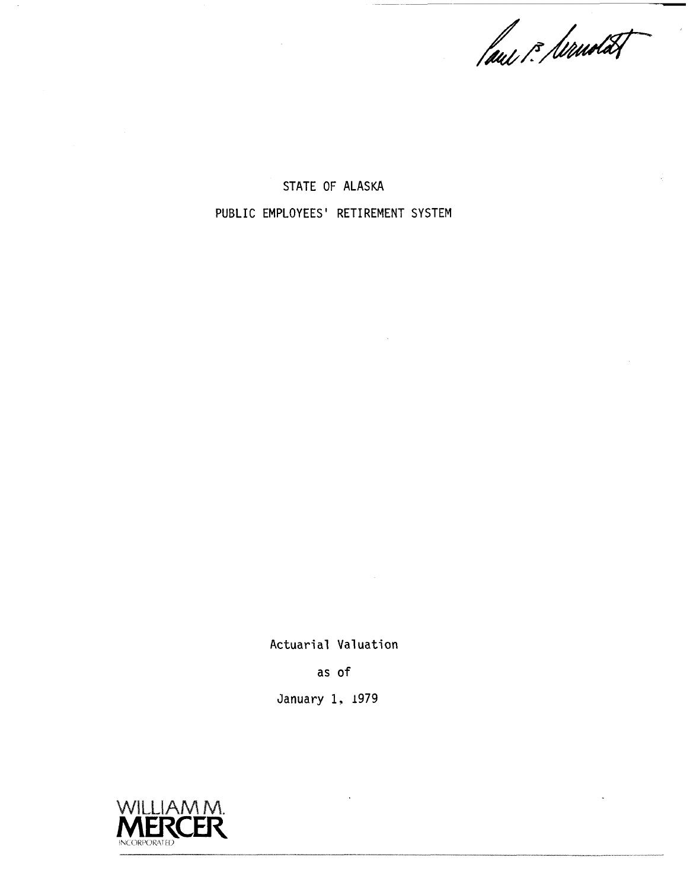Paul P. Arnold

# STATE OF ALASKA

## PUBLIC EMPLOYEES' RETIREMENT SYSTEM

Actuarial Valuation

as of

January 1, 1979

WILLIAM M. MERCER INCORPORATED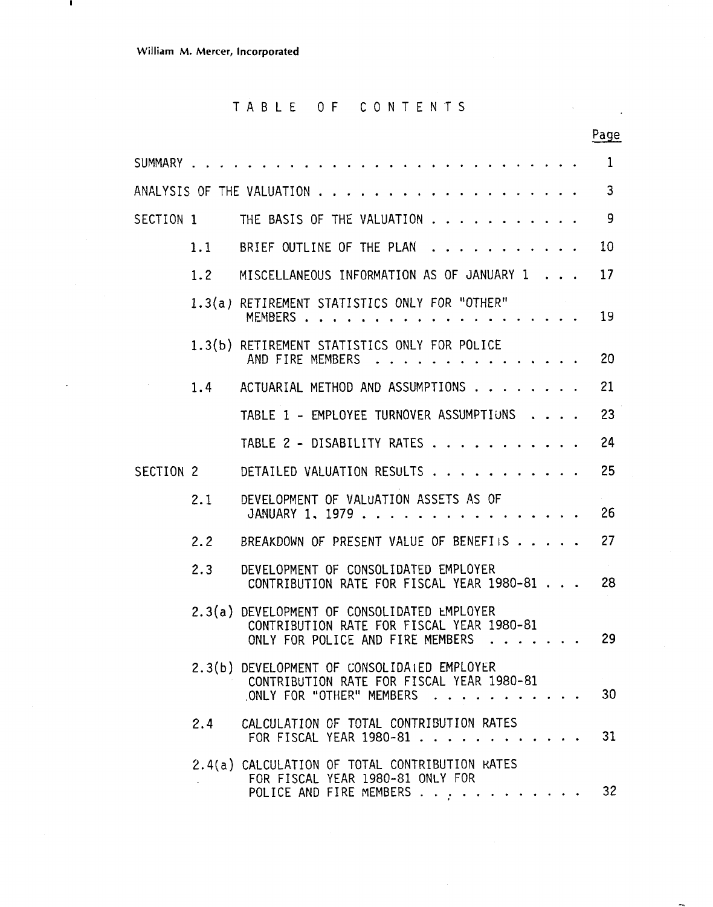William M. Mercer, Incorporated

# TABLE OF CONTENTS

| | | Page |
|---|---|---|
| SUMMARY | | 1 |
| ANALYSIS OF THE VALUATION | | 3 |
| SECTION 1 | THE BASIS OF THE VALUATION | 9 |
| 1.1 | BRIEF OUTLINE OF THE PLAN | 10 |
| 1.2 | MISCELLANEOUS INFORMATION AS OF JANUARY 1 | 17 |
| 1.3(a) | RETIREMENT STATISTICS ONLY FOR "OTHER" MEMBERS | 19 |
| 1.3(b) | RETIREMENT STATISTICS ONLY FOR POLICE AND FIRE MEMBERS | 20 |
| 1.4 | ACTUARIAL METHOD AND ASSUMPTIONS | 21 |
| | TABLE 1 - EMPLOYEE TURNOVER ASSUMPTIONS | 23 |
| | TABLE 2 - DISABILITY RATES | 24 |
| SECTION 2 | DETAILED VALUATION RESULTS | 25 |
| 2.1 | DEVELOPMENT OF VALUATION ASSETS AS OF JANUARY 1, 1979 | 26 |
| 2.2 | BREAKDOWN OF PRESENT VALUE OF BENEFITS | 27 |
| 2.3 | DEVELOPMENT OF CONSOLIDATED EMPLOYER CONTRIBUTION RATE FOR FISCAL YEAR 1980-81 | 28 |
| 2.3(a) | DEVELOPMENT OF CONSOLIDATED EMPLOYER CONTRIBUTION RATE FOR FISCAL YEAR 1980-81 ONLY FOR POLICE AND FIRE MEMBERS | 29 |
| 2.3(b) | DEVELOPMENT OF CONSOLIDATED EMPLOYER CONTRIBUTION RATE FOR FISCAL YEAR 1980-81 ONLY FOR "OTHER" MEMBERS | 30 |
| 2.4 | CALCULATION OF TOTAL CONTRIBUTION RATES FOR FISCAL YEAR 1980-81 | 31 |
| 2.4(a) | CALCULATION OF TOTAL CONTRIBUTION RATES FOR FISCAL YEAR 1980-81 ONLY FOR POLICE AND FIRE MEMBERS | 32 |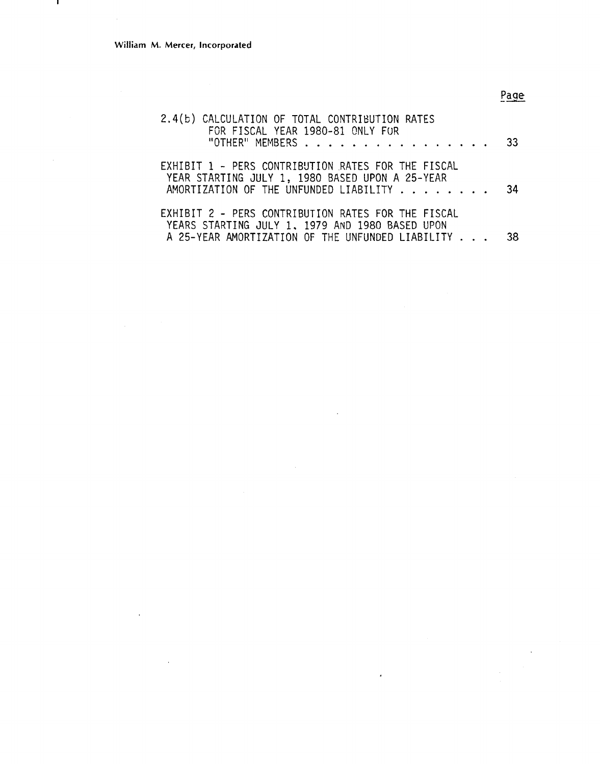| | Page |
|---|---|
| 2.4(b) CALCULATION OF TOTAL CONTRIBUTION RATES FOR FISCAL YEAR 1980-81 ONLY FOR "OTHER" MEMBERS | 33 |
| EXHIBIT 1 - PERS CONTRIBUTION RATES FOR THE FISCAL YEAR STARTING JULY 1, 1980 BASED UPON A 25-YEAR AMORTIZATION OF THE UNFUNDED LIABILITY | 34 |
| EXHIBIT 2 - PERS CONTRIBUTION RATES FOR THE FISCAL YEARS STARTING JULY 1, 1979 AND 1980 BASED UPON A 25-YEAR AMORTIZATION OF THE UNFUNDED LIABILITY | 38 |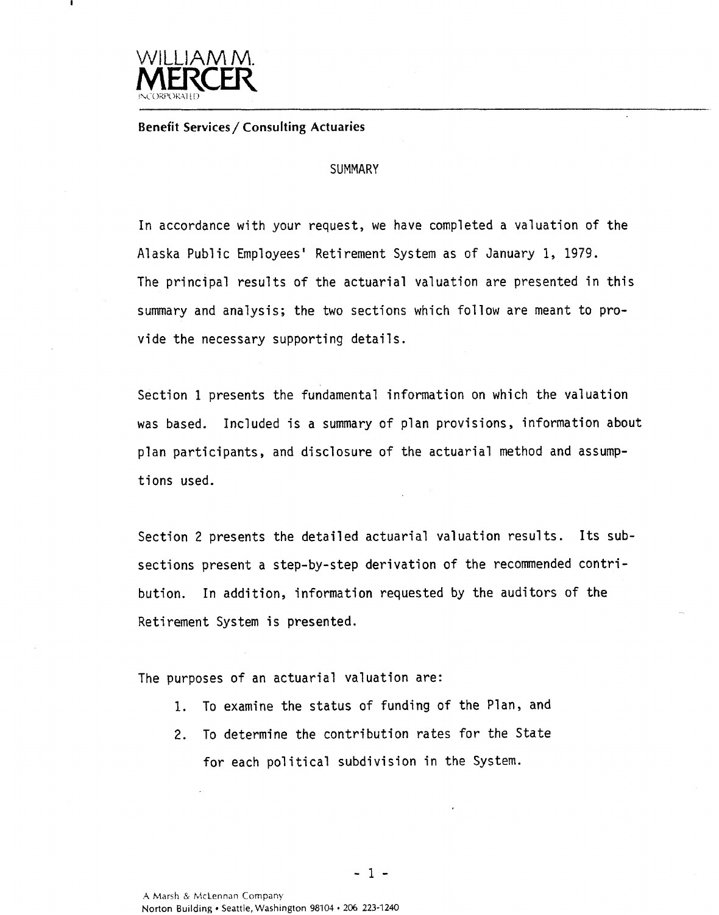**WILLIAM M. MERCER**
INCORPORATED

**Benefit Services / Consulting Actuaries**

## SUMMARY

In accordance with your request, we have completed a valuation of the Alaska Public Employees' Retirement System as of January 1, 1979. The principal results of the actuarial valuation are presented in this summary and analysis; the two sections which follow are meant to provide the necessary supporting details.

Section 1 presents the fundamental information on which the valuation was based. Included is a summary of plan provisions, information about plan participants, and disclosure of the actuarial method and assumptions used.

Section 2 presents the detailed actuarial valuation results. Its subsections present a step-by-step derivation of the recommended contribution. In addition, information requested by the auditors of the Retirement System is presented.

The purposes of an actuarial valuation are:

1. To examine the status of funding of the Plan, and
2. To determine the contribution rates for the State for each political subdivision in the System.

A Marsh & McLennan Company
Norton Building • Seattle, Washington 98104 • 206 223-1240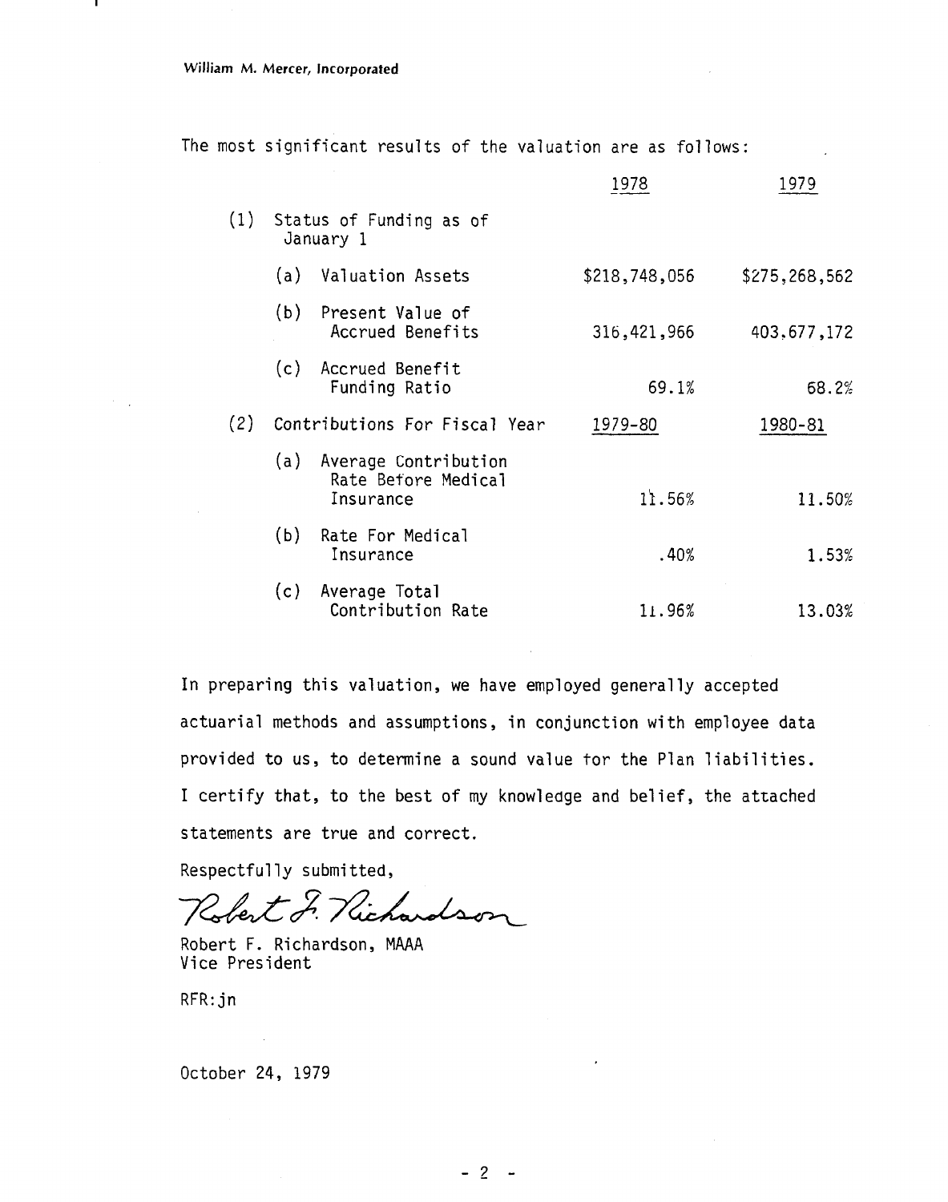William M. Mercer, Incorporated

The most significant results of the valuation are as follows:

| | 1978 | 1979 |
|---|---|---|
| (1) Status of Funding as of January 1 | | |
| (a) Valuation Assets | $218,748,056 | $275,268,562 |
| (b) Present Value of Accrued Benefits | 316,421,966 | 403,677,172 |
| (c) Accrued Benefit Funding Ratio | 69.1% | 68.2% |
| (2) Contributions For Fiscal Year | 1979-80 | 1980-81 |
| (a) Average Contribution Rate Before Medical Insurance | 11.56% | 11.50% |
| (b) Rate For Medical Insurance | .40% | 1.53% |
| (c) Average Total Contribution Rate | 11.96% | 13.03% |

In preparing this valuation, we have employed generally accepted actuarial methods and assumptions, in conjunction with employee data provided to us, to determine a sound value for the Plan liabilities. I certify that, to the best of my knowledge and belief, the attached statements are true and correct.

Respectfully submitted,

Robert F. Richardson

Robert F. Richardson, MAAA
Vice President

RFR:jn

October 24, 1979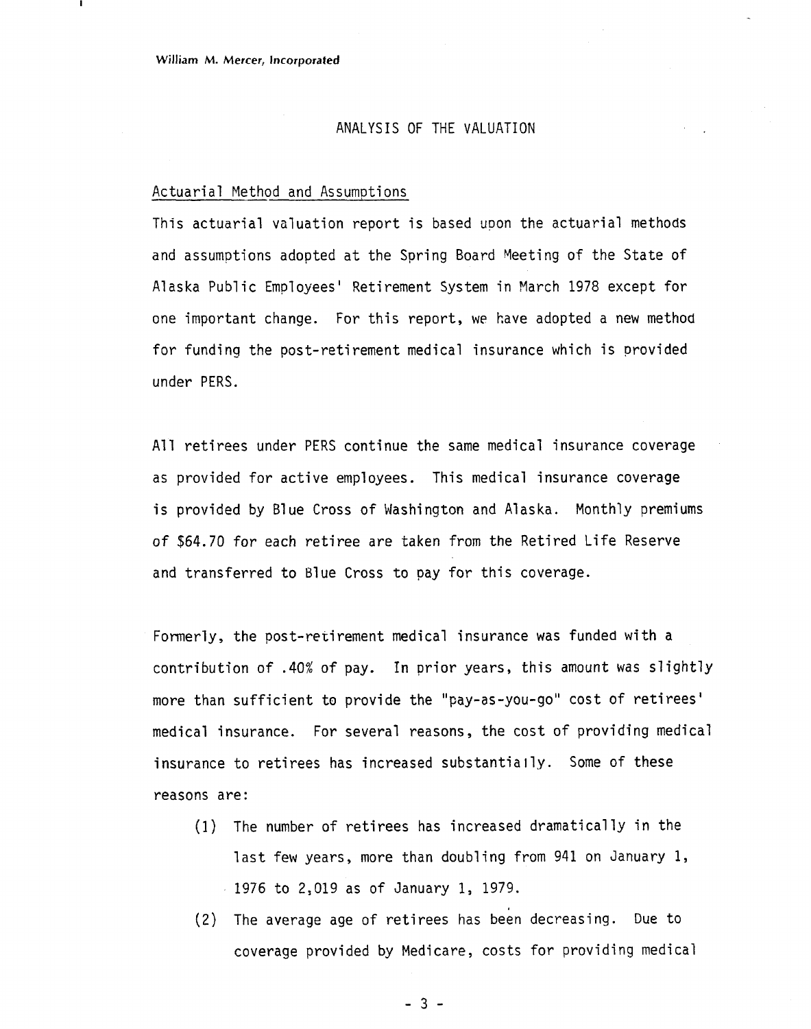## ANALYSIS OF THE VALUATION

### Actuarial Method and Assumptions

This actuarial valuation report is based upon the actuarial methods and assumptions adopted at the Spring Board Meeting of the State of Alaska Public Employees' Retirement System in March 1978 except for one important change. For this report, we have adopted a new method for funding the post-retirement medical insurance which is provided under PERS.

All retirees under PERS continue the same medical insurance coverage as provided for active employees. This medical insurance coverage is provided by Blue Cross of Washington and Alaska. Monthly premiums of $64.70 for each retiree are taken from the Retired Life Reserve and transferred to Blue Cross to pay for this coverage.

Formerly, the post-retirement medical insurance was funded with a contribution of .40% of pay. In prior years, this amount was slightly more than sufficient to provide the "pay-as-you-go" cost of retirees' medical insurance. For several reasons, the cost of providing medical insurance to retirees has increased substantially. Some of these reasons are:

(1) The number of retirees has increased dramatically in the last few years, more than doubling from 941 on January 1, 1976 to 2,019 as of January 1, 1979.

(2) The average age of retirees has been decreasing. Due to coverage provided by Medicare, costs for providing medical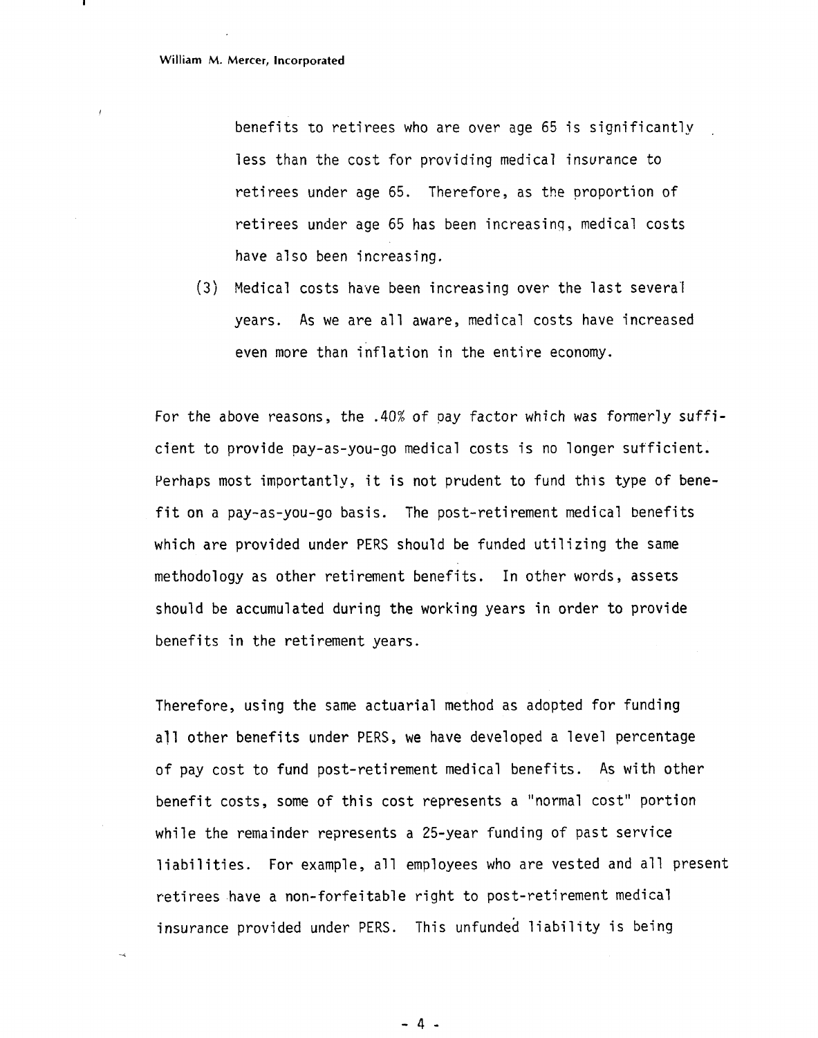benefits to retirees who are over age 65 is significantly less than the cost for providing medical insurance to retirees under age 65. Therefore, as the proportion of retirees under age 65 has been increasing, medical costs have also been increasing.

(3) Medical costs have been increasing over the last several years. As we are all aware, medical costs have increased even more than inflation in the entire economy.

For the above reasons, the .40% of pay factor which was formerly sufficient to provide pay-as-you-go medical costs is no longer sufficient. Perhaps most importantly, it is not prudent to fund this type of benefit on a pay-as-you-go basis. The post-retirement medical benefits which are provided under PERS should be funded utilizing the same methodology as other retirement benefits. In other words, assets should be accumulated during the working years in order to provide benefits in the retirement years.

Therefore, using the same actuarial method as adopted for funding all other benefits under PERS, we have developed a level percentage of pay cost to fund post-retirement medical benefits. As with other benefit costs, some of this cost represents a "normal cost" portion while the remainder represents a 25-year funding of past service liabilities. For example, all employees who are vested and all present retirees have a non-forfeitable right to post-retirement medical insurance provided under PERS. This unfunded liability is being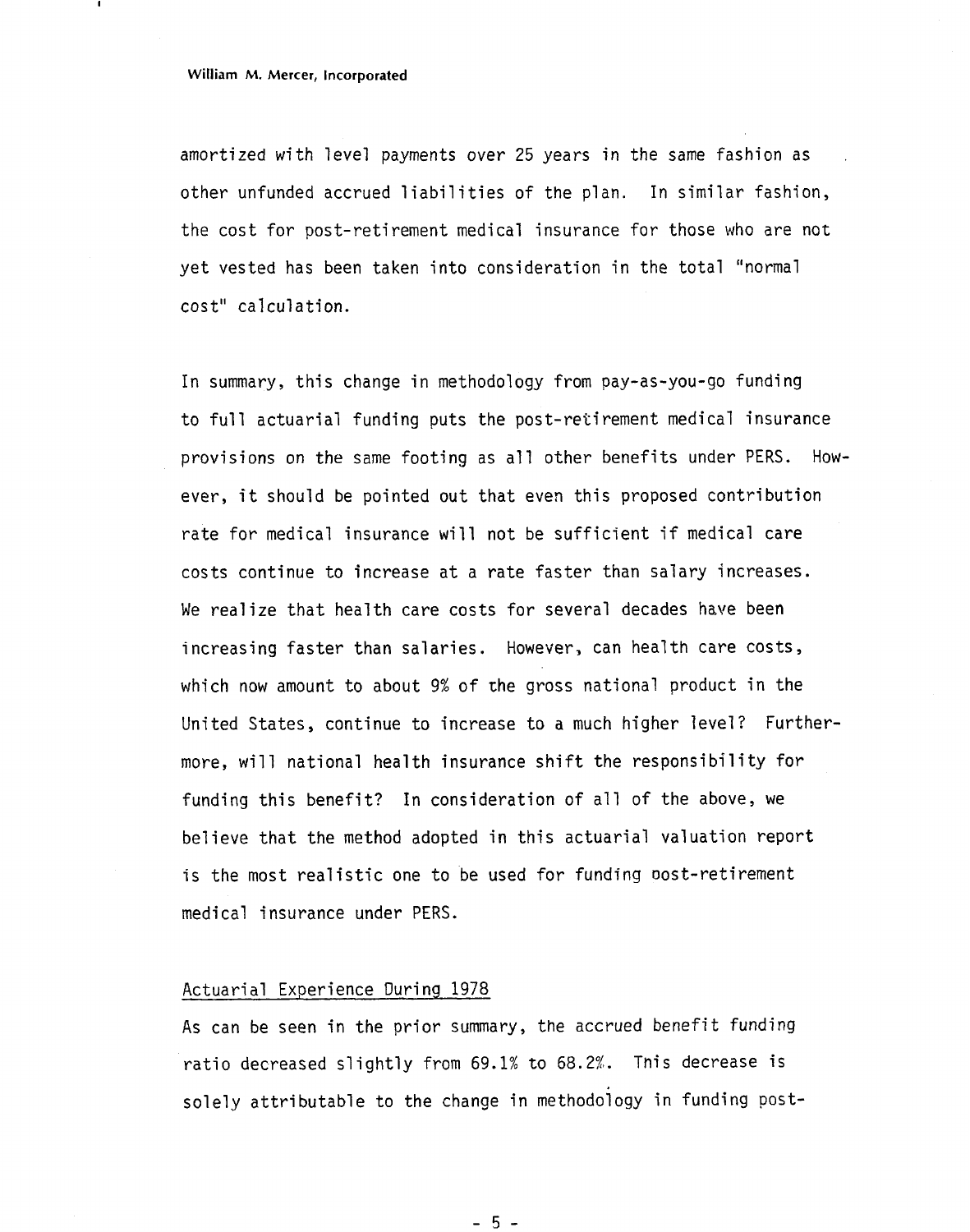amortized with level payments over 25 years in the same fashion as other unfunded accrued liabilities of the plan. In similar fashion, the cost for post-retirement medical insurance for those who are not yet vested has been taken into consideration in the total "normal cost" calculation.

In summary, this change in methodology from pay-as-you-go funding to full actuarial funding puts the post-retirement medical insurance provisions on the same footing as all other benefits under PERS. However, it should be pointed out that even this proposed contribution rate for medical insurance will not be sufficient if medical care costs continue to increase at a rate faster than salary increases. We realize that health care costs for several decades have been increasing faster than salaries. However, can health care costs, which now amount to about 9% of the gross national product in the United States, continue to increase to a much higher level? Furthermore, will national health insurance shift the responsibility for funding this benefit? In consideration of all of the above, we believe that the method adopted in this actuarial valuation report is the most realistic one to be used for funding post-retirement medical insurance under PERS.

## Actuarial Experience During 1978

As can be seen in the prior summary, the accrued benefit funding ratio decreased slightly from 69.1% to 68.2%. This decrease is solely attributable to the change in methodology in funding post-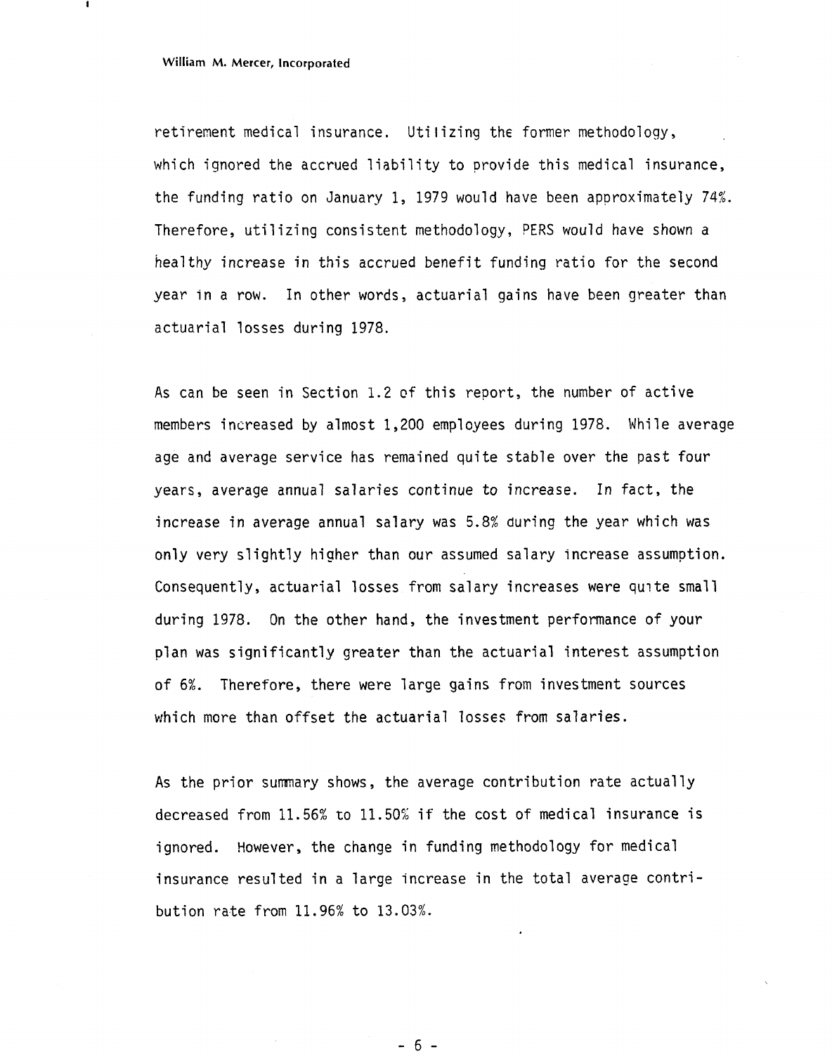retirement medical insurance. Utilizing the former methodology, which ignored the accrued liability to provide this medical insurance, the funding ratio on January 1, 1979 would have been approximately 74%. Therefore, utilizing consistent methodology, PERS would have shown a healthy increase in this accrued benefit funding ratio for the second year in a row. In other words, actuarial gains have been greater than actuarial losses during 1978.

As can be seen in Section 1.2 of this report, the number of active members increased by almost 1,200 employees during 1978. While average age and average service has remained quite stable over the past four years, average annual salaries continue to increase. In fact, the increase in average annual salary was 5.8% during the year which was only very slightly higher than our assumed salary increase assumption. Consequently, actuarial losses from salary increases were quite small during 1978. On the other hand, the investment performance of your plan was significantly greater than the actuarial interest assumption of 6%. Therefore, there were large gains from investment sources which more than offset the actuarial losses from salaries.

As the prior summary shows, the average contribution rate actually decreased from 11.56% to 11.50% if the cost of medical insurance is ignored. However, the change in funding methodology for medical insurance resulted in a large increase in the total average contribution rate from 11.96% to 13.03%.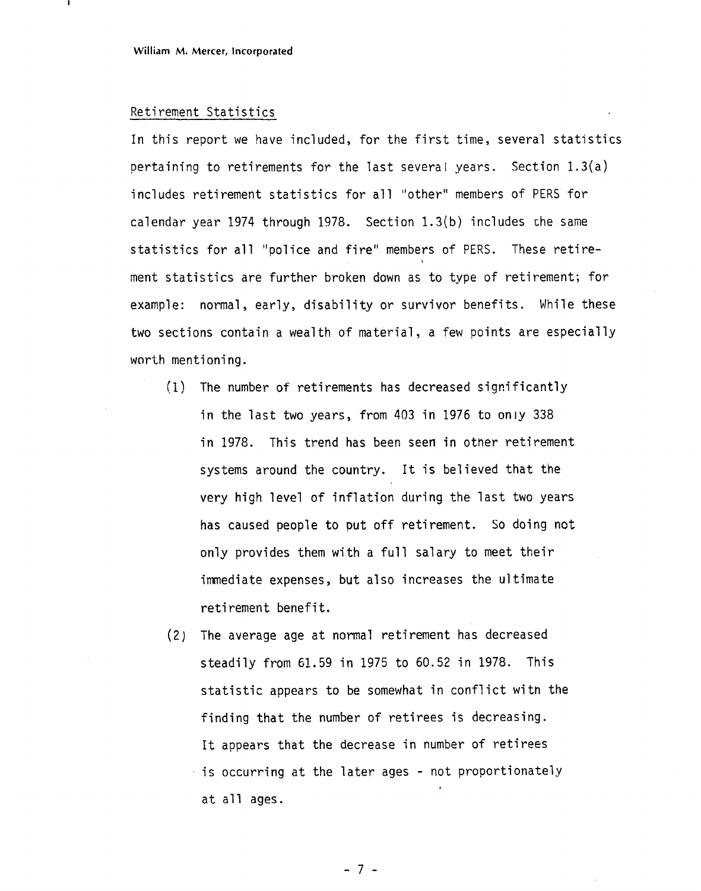## Retirement Statistics

In this report we have included, for the first time, several statistics pertaining to retirements for the last several years. Section 1.3(a) includes retirement statistics for all "other" members of PERS for calendar year 1974 through 1978. Section 1.3(b) includes the same statistics for all "police and fire" members of PERS. These retirement statistics are further broken down as to type of retirement; for example: normal, early, disability or survivor benefits. While these two sections contain a wealth of material, a few points are especially worth mentioning.

(1) The number of retirements has decreased significantly in the last two years, from 403 in 1976 to only 338 in 1978. This trend has been seen in other retirement systems around the country. It is believed that the very high level of inflation during the last two years has caused people to put off retirement. So doing not only provides them with a full salary to meet their immediate expenses, but also increases the ultimate retirement benefit.

(2) The average age at normal retirement has decreased steadily from 61.59 in 1975 to 60.52 in 1978. This statistic appears to be somewhat in conflict with the finding that the number of retirees is decreasing. It appears that the decrease in number of retirees is occurring at the later ages - not proportionately at all ages.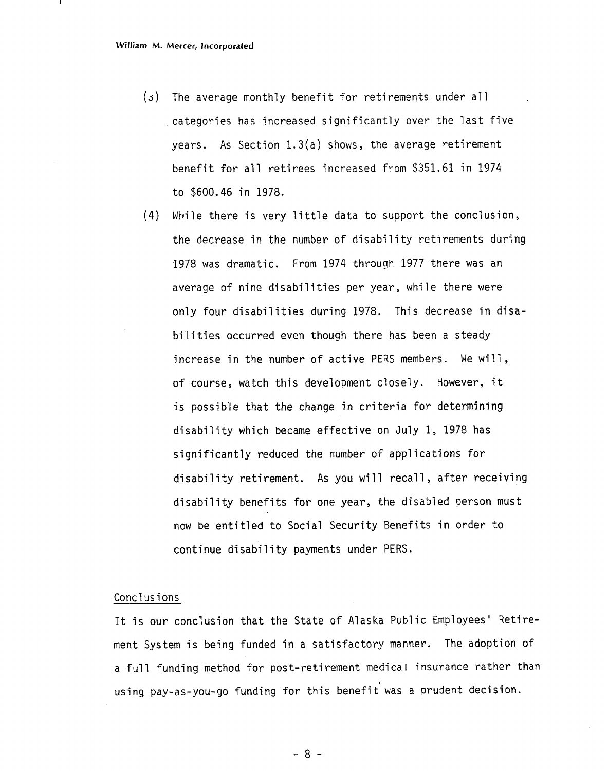(3) The average monthly benefit for retirements under all categories has increased significantly over the last five years. As Section 1.3(a) shows, the average retirement benefit for all retirees increased from $351.61 in 1974 to $600.46 in 1978.

(4) While there is very little data to support the conclusion, the decrease in the number of disability retirements during 1978 was dramatic. From 1974 through 1977 there was an average of nine disabilities per year, while there were only four disabilities during 1978. This decrease in disabilities occurred even though there has been a steady increase in the number of active PERS members. We will, of course, watch this development closely. However, it is possible that the change in criteria for determining disability which became effective on July 1, 1978 has significantly reduced the number of applications for disability retirement. As you will recall, after receiving disability benefits for one year, the disabled person must now be entitled to Social Security Benefits in order to continue disability payments under PERS.

## Conclusions

It is our conclusion that the State of Alaska Public Employees' Retirement System is being funded in a satisfactory manner. The adoption of a full funding method for post-retirement medical insurance rather than using pay-as-you-go funding for this benefit was a prudent decision.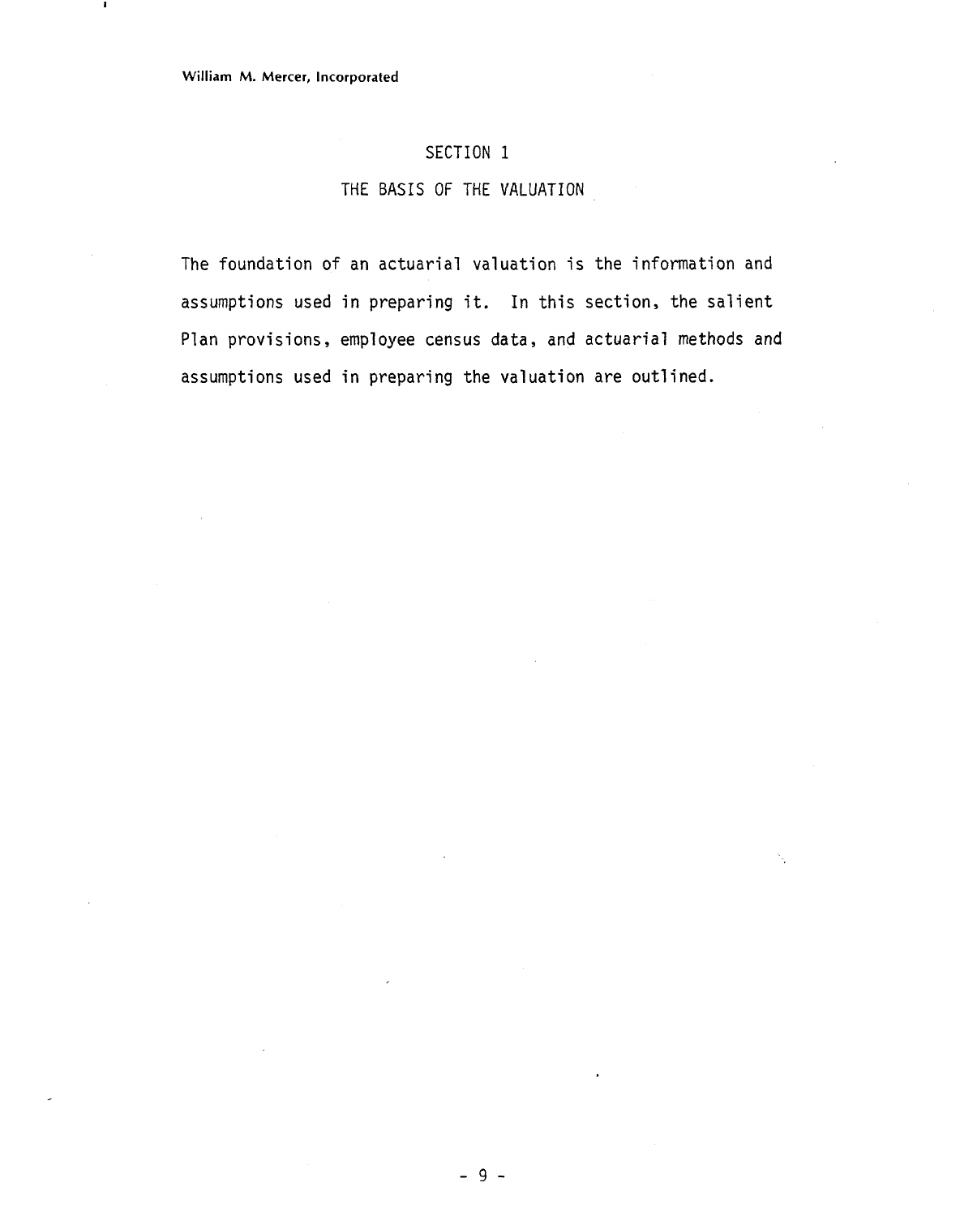# SECTION 1

## THE BASIS OF THE VALUATION

The foundation of an actuarial valuation is the information and assumptions used in preparing it. In this section, the salient Plan provisions, employee census data, and actuarial methods and assumptions used in preparing the valuation are outlined.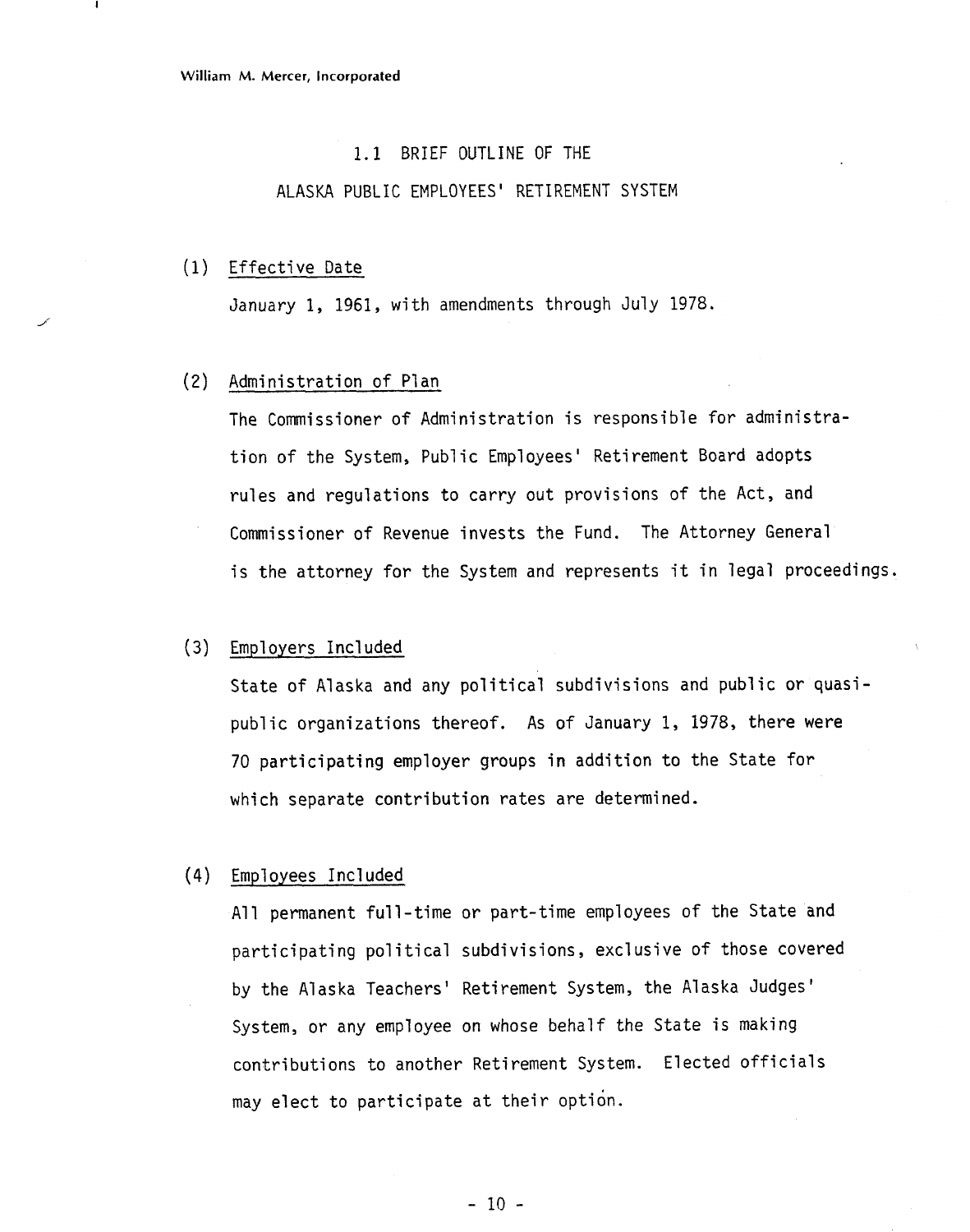## 1.1 BRIEF OUTLINE OF THE ALASKA PUBLIC EMPLOYEES' RETIREMENT SYSTEM

(1) Effective Date

January 1, 1961, with amendments through July 1978.

(2) Administration of Plan

The Commissioner of Administration is responsible for administration of the System, Public Employees' Retirement Board adopts rules and regulations to carry out provisions of the Act, and Commissioner of Revenue invests the Fund. The Attorney General is the attorney for the System and represents it in legal proceedings.

(3) Employers Included

State of Alaska and any political subdivisions and public or quasi-public organizations thereof. As of January 1, 1978, there were 70 participating employer groups in addition to the State for which separate contribution rates are determined.

(4) Employees Included

All permanent full-time or part-time employees of the State and participating political subdivisions, exclusive of those covered by the Alaska Teachers' Retirement System, the Alaska Judges' System, or any employee on whose behalf the State is making contributions to another Retirement System. Elected officials may elect to participate at their option.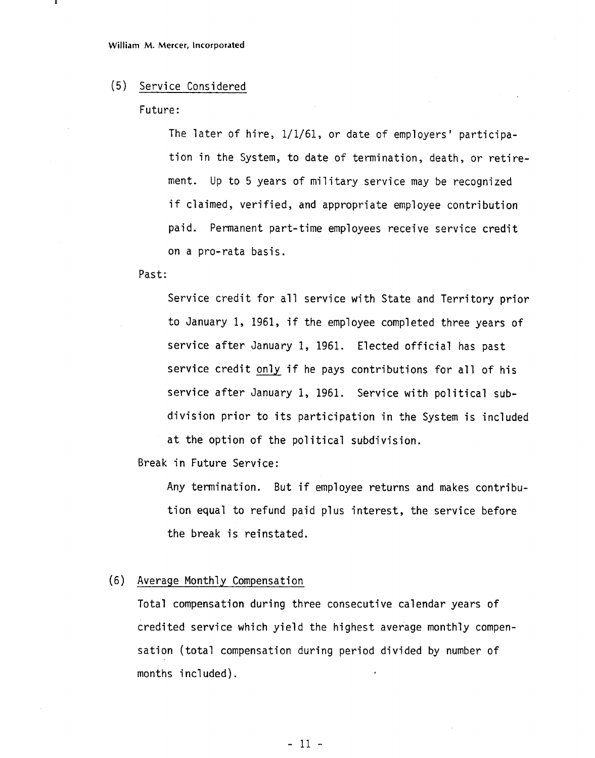## (5) Service Considered

Future:

The later of hire, 1/1/61, or date of employers' participation in the System, to date of termination, death, or retirement. Up to 5 years of military service may be recognized if claimed, verified, and appropriate employee contribution paid. Permanent part-time employees receive service credit on a pro-rata basis.

Past:

Service credit for all service with State and Territory prior to January 1, 1961, if the employee completed three years of service after January 1, 1961. Elected official has past service credit only if he pays contributions for all of his service after January 1, 1961. Service with political subdivision prior to its participation in the System is included at the option of the political subdivision.

Break in Future Service:

Any termination. But if employee returns and makes contribution equal to refund paid plus interest, the service before the break is reinstated.

## (6) Average Monthly Compensation

Total compensation during three consecutive calendar years of credited service which yield the highest average monthly compensation (total compensation during period divided by number of months included).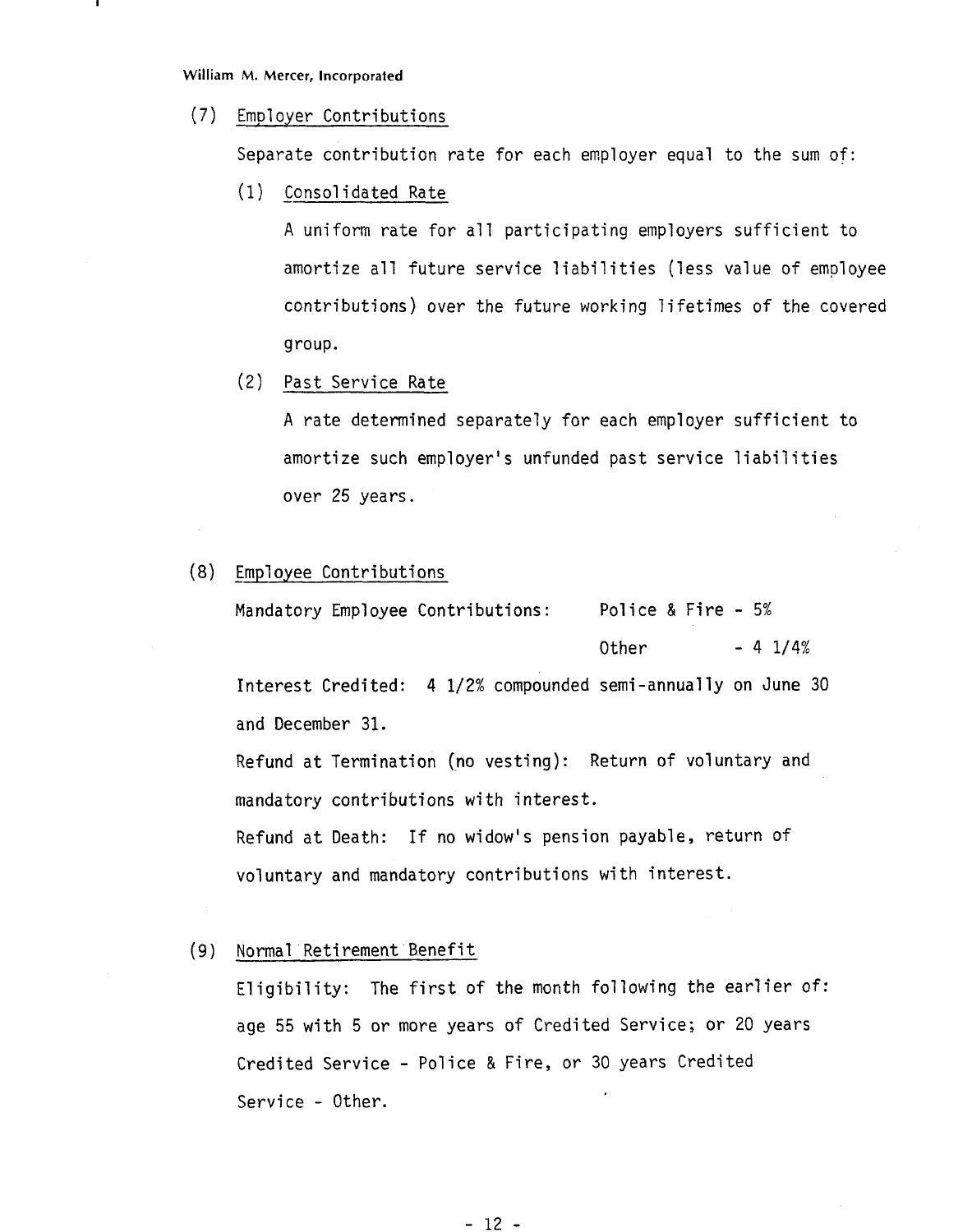(7) Employer Contributions

Separate contribution rate for each employer equal to the sum of:

(1) Consolidated Rate

A uniform rate for all participating employers sufficient to amortize all future service liabilities (less value of employee contributions) over the future working lifetimes of the covered group.

(2) Past Service Rate

A rate determined separately for each employer sufficient to amortize such employer's unfunded past service liabilities over 25 years.

(8) Employee Contributions

| Mandatory Employee Contributions: | Police & Fire - 5% |
|---|---|
| | Other - 4 1/4% |

Interest Credited: 4 1/2% compounded semi-annually on June 30 and December 31.

Refund at Termination (no vesting): Return of voluntary and mandatory contributions with interest.

Refund at Death: If no widow's pension payable, return of voluntary and mandatory contributions with interest.

(9) Normal Retirement Benefit

Eligibility: The first of the month following the earlier of: age 55 with 5 or more years of Credited Service; or 20 years Credited Service - Police & Fire, or 30 years Credited Service - Other.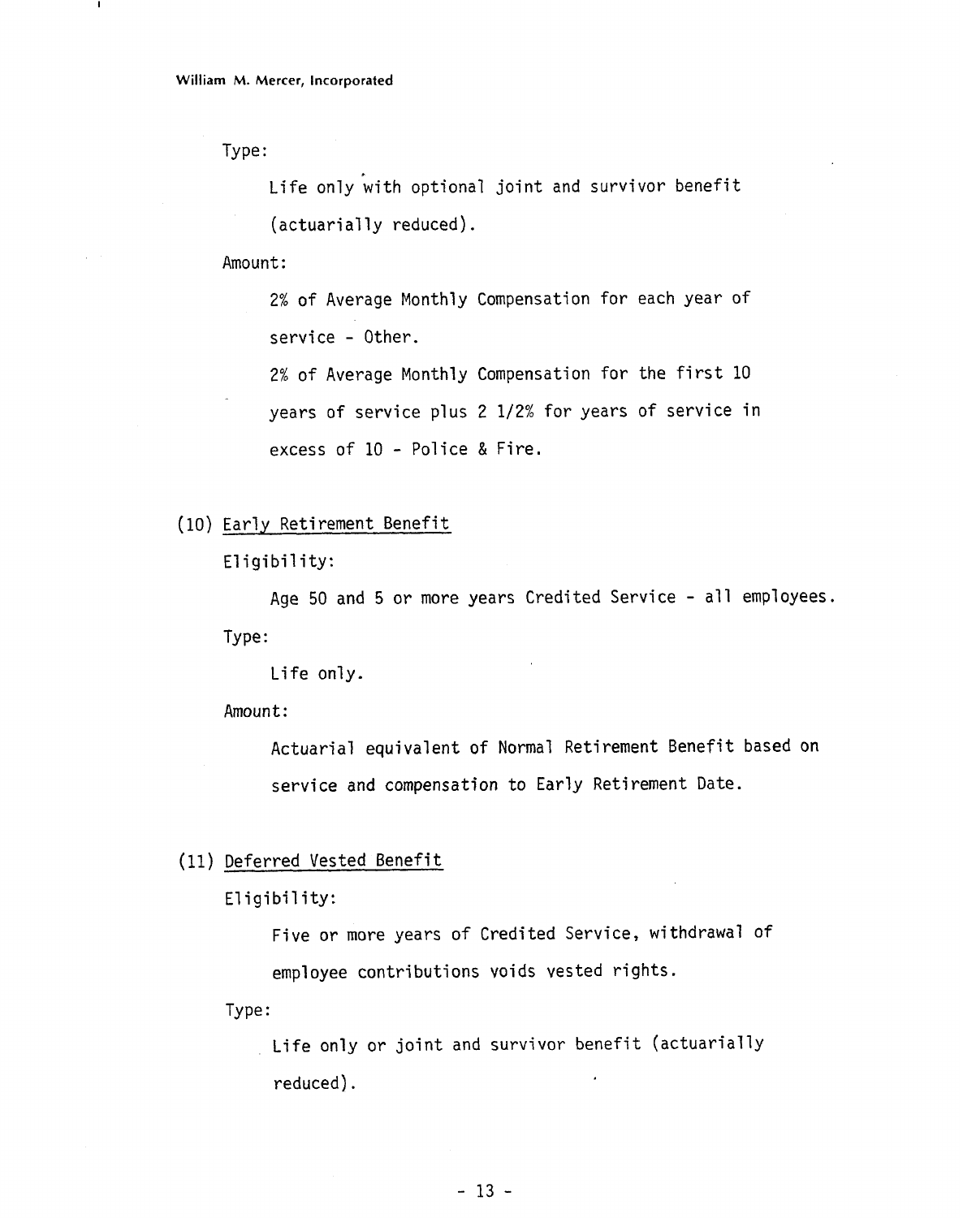Type:

Life only with optional joint and survivor benefit (actuarially reduced).

Amount:

2% of Average Monthly Compensation for each year of service - Other.

2% of Average Monthly Compensation for the first 10 years of service plus 2 1/2% for years of service in excess of 10 - Police & Fire.

(10) Early Retirement Benefit

Eligibility:

Age 50 and 5 or more years Credited Service - all employees.

Type:

Life only.

Amount:

Actuarial equivalent of Normal Retirement Benefit based on service and compensation to Early Retirement Date.

(11) Deferred Vested Benefit

Eligibility:

Five or more years of Credited Service, withdrawal of employee contributions voids vested rights.

Type:

Life only or joint and survivor benefit (actuarially reduced).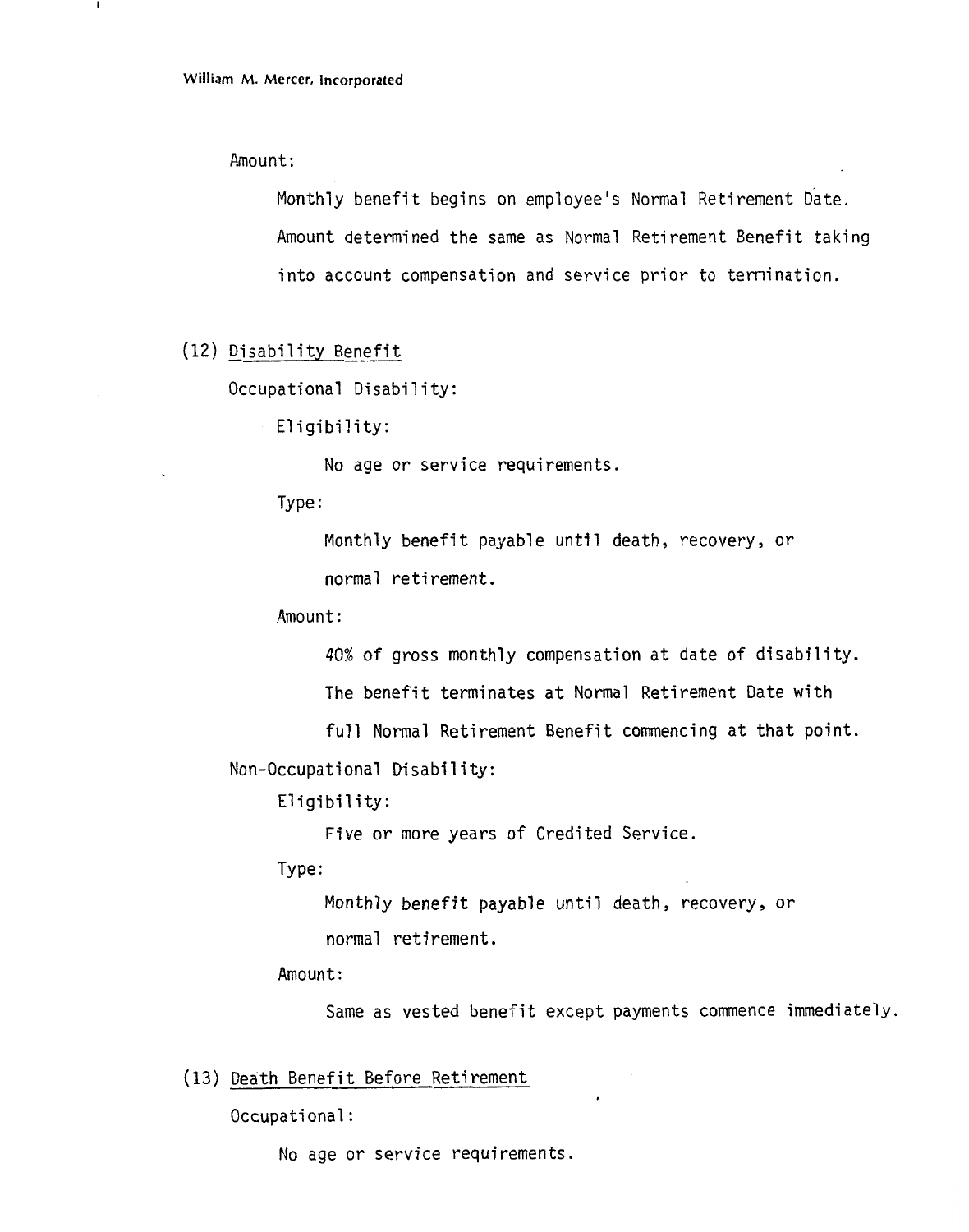Amount:

Monthly benefit begins on employee's Normal Retirement Date. Amount determined the same as Normal Retirement Benefit taking into account compensation and service prior to termination.

(12) Disability Benefit

Occupational Disability:

Eligibility:

No age or service requirements.

Type:

Monthly benefit payable until death, recovery, or normal retirement.

Amount:

40% of gross monthly compensation at date of disability. The benefit terminates at Normal Retirement Date with full Normal Retirement Benefit commencing at that point.

Non-Occupational Disability:

Eligibility:

Five or more years of Credited Service.

Type:

Monthly benefit payable until death, recovery, or normal retirement.

Amount:

Same as vested benefit except payments commence immediately.

(13) Death Benefit Before Retirement

Occupational:

No age or service requirements.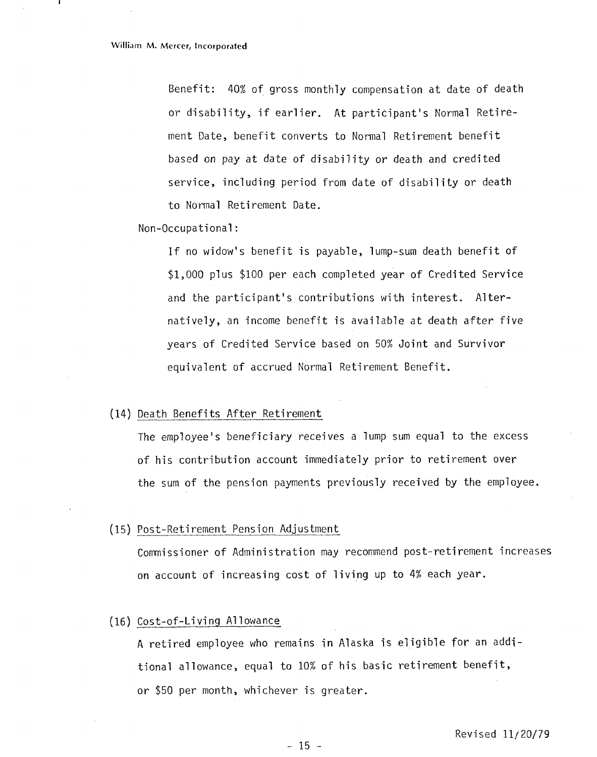Benefit: 40% of gross monthly compensation at date of death or disability, if earlier. At participant's Normal Retirement Date, benefit converts to Normal Retirement benefit based on pay at date of disability or death and credited service, including period from date of disability or death to Normal Retirement Date.

Non-Occupational:

If no widow's benefit is payable, lump-sum death benefit of $1,000 plus $100 per each completed year of Credited Service and the participant's contributions with interest. Alternatively, an income benefit is available at death after five years of Credited Service based on 50% Joint and Survivor equivalent of accrued Normal Retirement Benefit.

(14) Death Benefits After Retirement

The employee's beneficiary receives a lump sum equal to the excess of his contribution account immediately prior to retirement over the sum of the pension payments previously received by the employee.

(15) Post-Retirement Pension Adjustment

Commissioner of Administration may recommend post-retirement increases on account of increasing cost of living up to 4% each year.

(16) Cost-of-Living Allowance

A retired employee who remains in Alaska is eligible for an additional allowance, equal to 10% of his basic retirement benefit, or $50 per month, whichever is greater.

Revised 11/20/79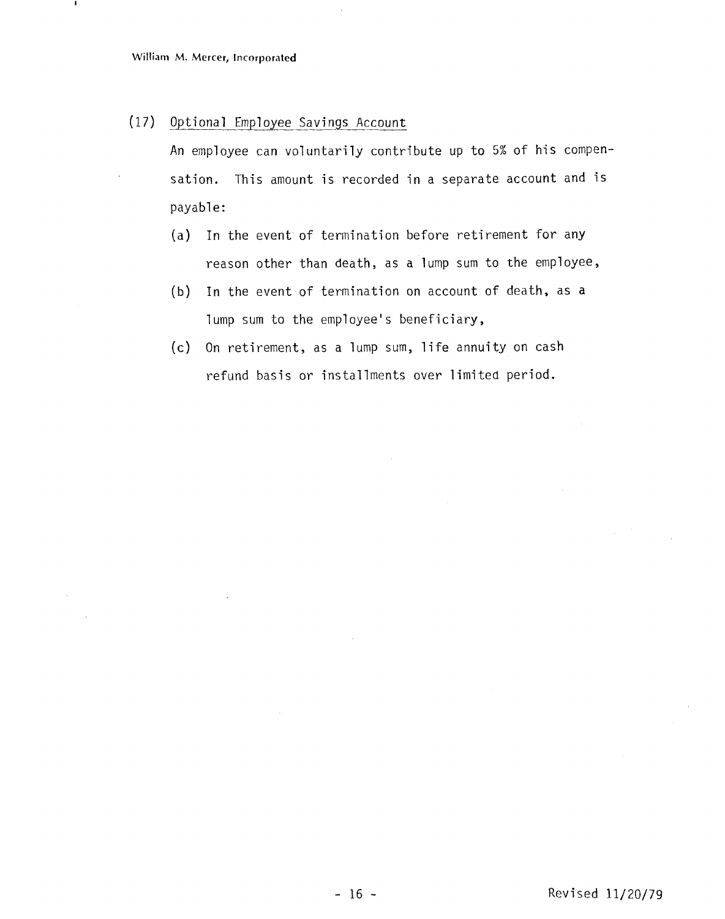(17) <u>Optional Employee Savings Account</u>

An employee can voluntarily contribute up to 5% of his compensation. This amount is recorded in a separate account and is payable:

(a) In the event of termination before retirement for any reason other than death, as a lump sum to the employee,

(b) In the event of termination on account of death, as a lump sum to the employee's beneficiary,

(c) On retirement, as a lump sum, life annuity on cash refund basis or installments over limited period.

Revised 11/20/79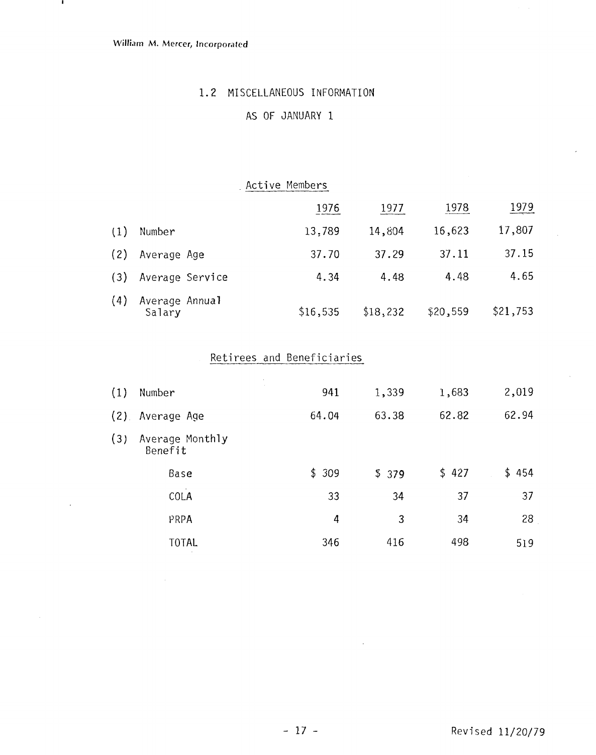## 1.2 MISCELLANEOUS INFORMATION

### AS OF JANUARY 1

#### Active Members

| | | 1976 | 1977 | 1978 | 1979 |
|---|---|---|---|---|---|
| (1) | Number | 13,789 | 14,804 | 16,623 | 17,807 |
| (2) | Average Age | 37.70 | 37.29 | 37.11 | 37.15 |
| (3) | Average Service | 4.34 | 4.48 | 4.48 | 4.65 |
| (4) | Average Annual Salary | $16,535 | $18,232 | $20,559 | $21,753 |

#### Retirees and Beneficiaries

| | | 1976 | 1977 | 1978 | 1979 |
|---|---|---|---|---|---|
| (1) | Number | 941 | 1,339 | 1,683 | 2,019 |
| (2) | Average Age | 64.04 | 63.38 | 62.82 | 62.94 |
| (3) | Average Monthly Benefit | | | | |
| | Base | $ 309 | $ 379 | $ 427 | $ 454 |
| | COLA | 33 | 34 | 37 | 37 |
| | PRPA | 4 | 3 | 34 | 28 |
| | TOTAL | 346 | 416 | 498 | 519 |

Revised 11/20/79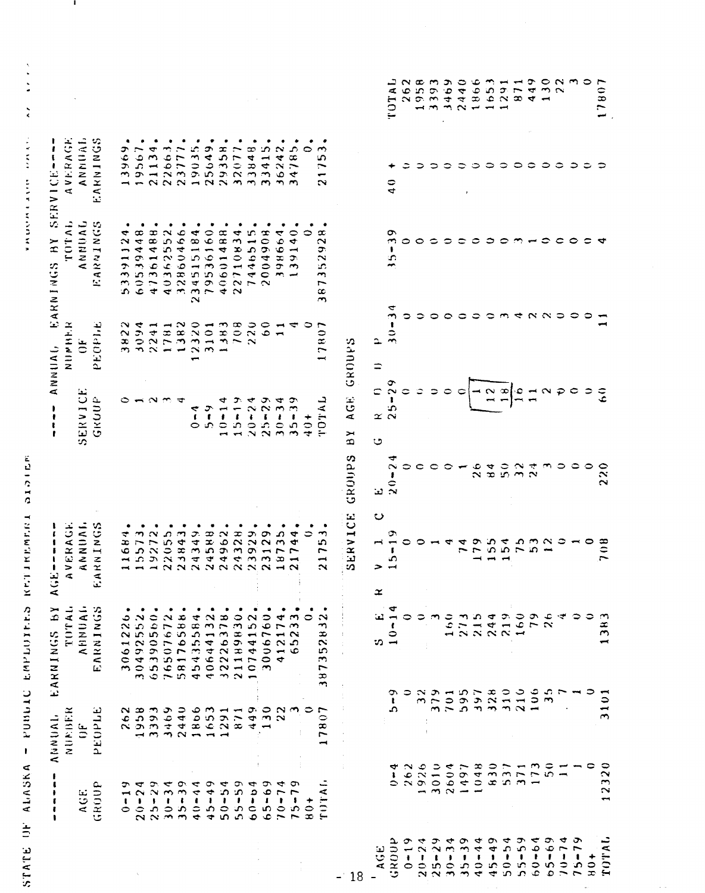STATE OF ALASKA - PUBLIC EMPLOYEES RETIREMENT SYSTEM

**ANNUAL EARNINGS BY AGE**

| AGE GROUP | NUMBER OF PEOPLE | TOTAL ANNUAL EARNINGS | AVERAGE ANNUAL EARNINGS |
|---|---|---|---|
| 0-19 | 262 | 3061226. | 11684. |
| 20-24 | 1958 | 30492552. | 15573. |
| 25-29 | 3393 | 65390560. | 19272. |
| 30-34 | 3469 | 76507672. | 22055. |
| 35-39 | 2440 | 58176588. | 23843. |
| 40-44 | 1866 | 45435584. | 24349. |
| 45-49 | 1653 | 40644132. | 24588. |
| 50-54 | 1291 | 32226378. | 24962. |
| 55-59 | 871 | 21189830. | 24328. |
| 60-64 | 449 | 10744152. | 23929. |
| 65-69 | 130 | 3006760. | 23129. |
| 70-74 | 22 | 412174. | 18735. |
| 75-79 | 3 | 65233. | 21744. |
| 80+ | 0 | 0. | 0. |
| TOTAL | 17807 | 387352832. | 21753. |

**ANNUAL EARNINGS BY SERVICE**

| SERVICE GROUP | NUMBER OF PEOPLE | TOTAL ANNUAL EARNINGS | AVERAGE ANNUAL EARNINGS |
|---|---|---|---|
| 0 | 3822 | 53391124. | 13969. |
| 1 | 3094 | 60539448. | 19567. |
| 2 | 2241 | 47361488. | 21134. |
| 3 | 1781 | 40362552. | 22663. |
| 4 | 1382 | 32860466. | 23777. |
| 0-4 | 12320 | 234515184. | 19035. |
| 5-9 | 3101 | 79536160. | 25649. |
| 10-14 | 1383 | 40601488. | 29358. |
| 15-19 | 708 | 22710834. | 32077. |
| 20-24 | 220 | 7446515. | 33848. |
| 25-29 | 60 | 2004908. | 33415. |
| 30-34 | 11 | 398664. | 36242. |
| 35-39 | 4 | 139140. | 34785. |
| 40+ | 0 | 0. | 0. |
| TOTAL | 17807 | 387352928. | 21753. |

**SERVICE GROUPS BY AGE GROUPS**

| AGE GROUP | 0-4 | 5-9 | 10-14 | 15-19 | 20-24 | 25-29 | 30-34 | 35-39 | 40 + | TOTAL |
|---|---|---|---|---|---|---|---|---|---|---|
| 0-19 | 262 | 0 | 0 | 0 | 0 | 0 | 0 | 0 | 0 | 262 |
| 20-24 | 1926 | 32 | 0 | 0 | 0 | 0 | 0 | 0 | 0 | 1958 |
| 25-29 | 3010 | 379 | 3 | 1 | 0 | 0 | 0 | 0 | 0 | 3393 |
| 30-34 | 2604 | 701 | 160 | 4 | 0 | 0 | 0 | 0 | 0 | 3469 |
| 35-39 | 1497 | 595 | 273 | 74 | 1 | 0 | 0 | 0 | 0 | 2440 |
| 40-44 | 1048 | 397 | 215 | 179 | 26 | 1 | 0 | 0 | 0 | 1866 |
| 45-49 | 830 | 328 | 244 | 155 | 84 | 12 | 0 | 0 | 0 | 1653 |
| 50-54 | 537 | 310 | 219 | 154 | 50 | 18 | 3 | 0 | 0 | 1291 |
| 55-59 | 371 | 210 | 160 | 75 | 32 | 16 | 4 | 3 | 0 | 871 |
| 60-64 | 173 | 106 | 79 | 53 | 24 | 11 | 2 | 1 | 0 | 449 |
| 65-69 | 50 | 35 | 26 | 12 | 3 | 2 | 2 | 0 | 0 | 130 |
| 70-74 | 11 | 7 | 4 | 0 | 0 | 0 | 0 | 0 | 0 | 22 |
| 75-79 | 1 | 1 | 0 | 1 | 0 | 0 | 0 | 0 | 0 | 3 |
| 80+ | 0 | 0 | 0 | 0 | 0 | 0 | 0 | 0 | 0 | 0 |
| TOTAL | 12320 | 3101 | 1383 | 708 | 220 | 60 | 11 | 4 | 0 | 17807 |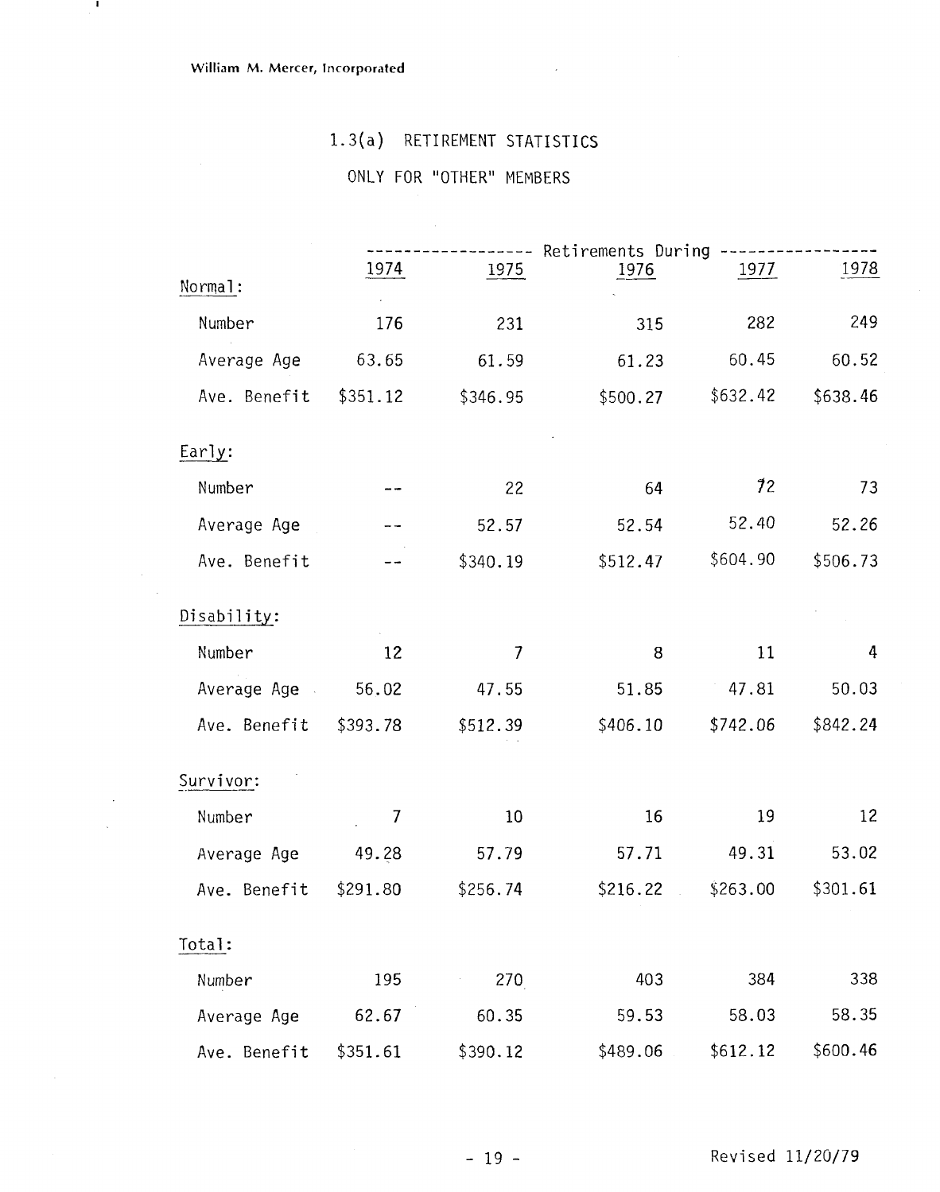William M. Mercer, Incorporated

## 1.3(a) RETIREMENT STATISTICS

### ONLY FOR "OTHER" MEMBERS

| | Retirements During | | | | |
|---|---|---|---|---|---|
| | 1974 | 1975 | 1976 | 1977 | 1978 |
| **Normal:** | | | | | |
| Number | 176 | 231 | 315 | 282 | 249 |
| Average Age | 63.65 | 61.59 | 61.23 | 60.45 | 60.52 |
| Ave. Benefit | $351.12 | $346.95 | $500.27 | $632.42 | $638.46 |
| **Early:** | | | | | |
| Number | -- | 22 | 64 | 72 | 73 |
| Average Age | -- | 52.57 | 52.54 | 52.40 | 52.26 |
| Ave. Benefit | -- | $340.19 | $512.47 | $604.90 | $506.73 |
| **Disability:** | | | | | |
| Number | 12 | 7 | 8 | 11 | 4 |
| Average Age | 56.02 | 47.55 | 51.85 | 47.81 | 50.03 |
| Ave. Benefit | $393.78 | $512.39 | $406.10 | $742.06 | $842.24 |
| **Survivor:** | | | | | |
| Number | 7 | 10 | 16 | 19 | 12 |
| Average Age | 49.28 | 57.79 | 57.71 | 49.31 | 53.02 |
| Ave. Benefit | $291.80 | $256.74 | $216.22 | $263.00 | $301.61 |
| **Total:** | | | | | |
| Number | 195 | 270 | 403 | 384 | 338 |
| Average Age | 62.67 | 60.35 | 59.53 | 58.03 | 58.35 |
| Ave. Benefit | $351.61 | $390.12 | $489.06 | $612.12 | $600.46 |

Revised 11/20/79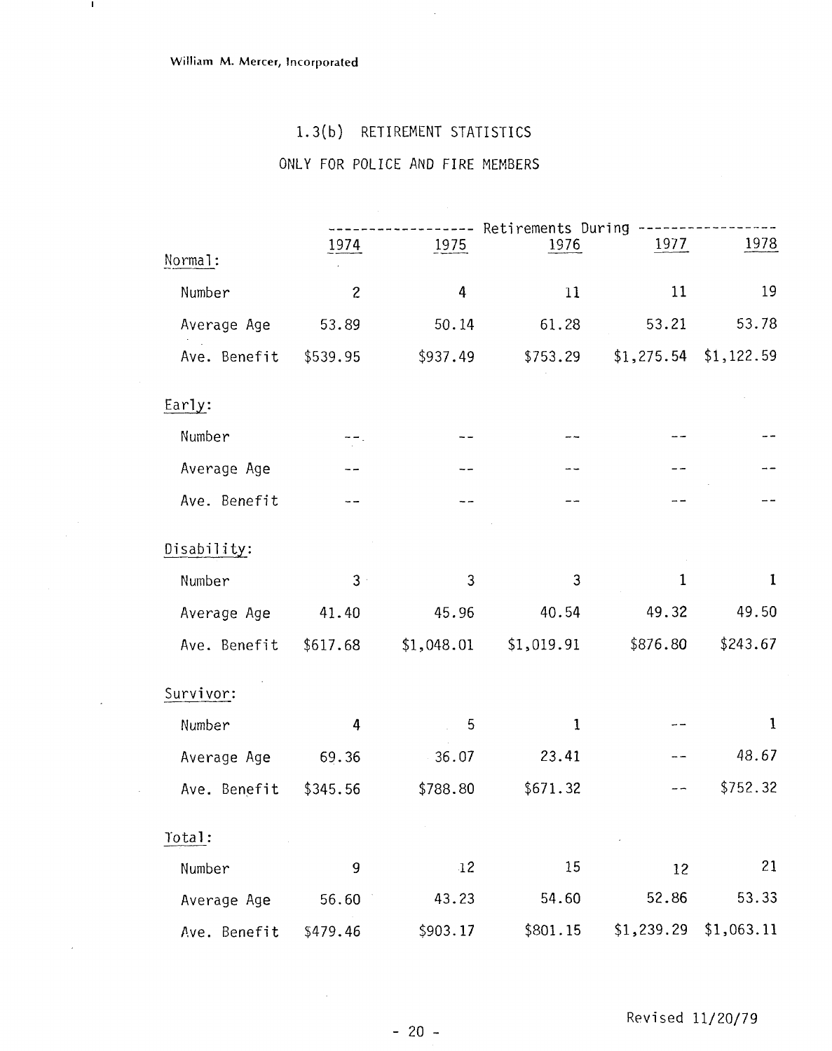William M. Mercer, Incorporated

## 1.3(b) RETIREMENT STATISTICS

### ONLY FOR POLICE AND FIRE MEMBERS

| | Retirements During | | | | |
|---|---|---|---|---|---|
| | 1974 | 1975 | 1976 | 1977 | 1978 |
| **Normal:** | | | | | |
| Number | 2 | 4 | 11 | 11 | 19 |
| Average Age | 53.89 | 50.14 | 61.28 | 53.21 | 53.78 |
| Ave. Benefit | $539.95 | $937.49 | $753.29 | $1,275.54 | $1,122.59 |
| **Early:** | | | | | |
| Number | -- | -- | -- | -- | -- |
| Average Age | -- | -- | -- | -- | -- |
| Ave. Benefit | -- | -- | -- | -- | -- |
| **Disability:** | | | | | |
| Number | 3 | 3 | 3 | 1 | 1 |
| Average Age | 41.40 | 45.96 | 40.54 | 49.32 | 49.50 |
| Ave. Benefit | $617.68 | $1,048.01 | $1,019.91 | $876.80 | $243.67 |
| **Survivor:** | | | | | |
| Number | 4 | 5 | 1 | -- | 1 |
| Average Age | 69.36 | 36.07 | 23.41 | -- | 48.67 |
| Ave. Benefit | $345.56 | $788.80 | $671.32 | -- | $752.32 |
| **Total:** | | | | | |
| Number | 9 | 12 | 15 | 12 | 21 |
| Average Age | 56.60 | 43.23 | 54.60 | 52.86 | 53.33 |
| Ave. Benefit | $479.46 | $903.17 | $801.15 | $1,239.29 | $1,063.11 |

Revised 11/20/79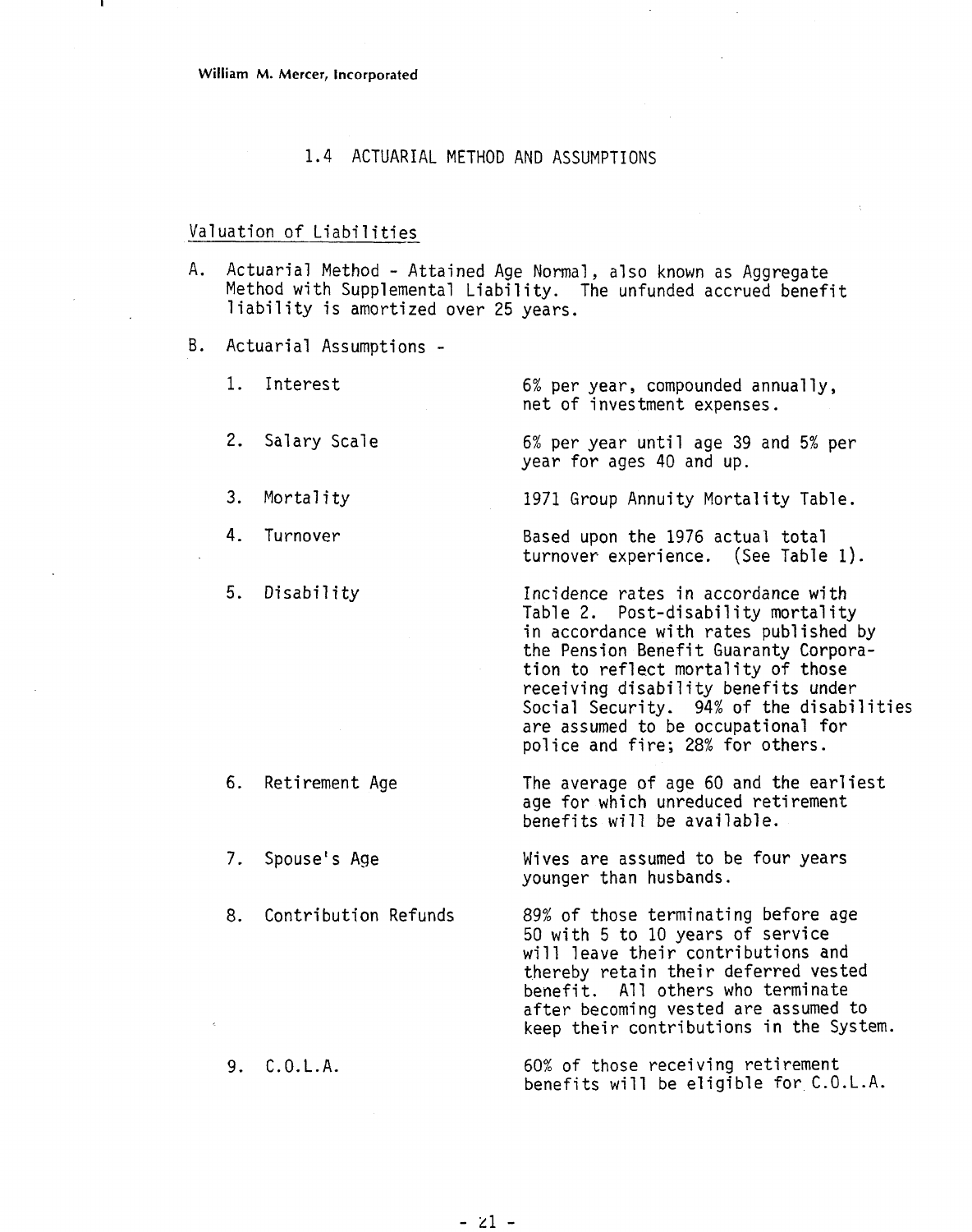## 1.4 ACTUARIAL METHOD AND ASSUMPTIONS

### Valuation of Liabilities

A. Actuarial Method - Attained Age Normal, also known as Aggregate Method with Supplemental Liability. The unfunded accrued benefit liability is amortized over 25 years.

B. Actuarial Assumptions -

| | |
|---|---|
| 1. Interest | 6% per year, compounded annually, net of investment expenses. |
| 2. Salary Scale | 6% per year until age 39 and 5% per year for ages 40 and up. |
| 3. Mortality | 1971 Group Annuity Mortality Table. |
| 4. Turnover | Based upon the 1976 actual total turnover experience. (See Table 1). |
| 5. Disability | Incidence rates in accordance with Table 2. Post-disability mortality in accordance with rates published by the Pension Benefit Guaranty Corporation to reflect mortality of those receiving disability benefits under Social Security. 94% of the disabilities are assumed to be occupational for police and fire; 28% for others. |
| 6. Retirement Age | The average of age 60 and the earliest age for which unreduced retirement benefits will be available. |
| 7. Spouse's Age | Wives are assumed to be four years younger than husbands. |
| 8. Contribution Refunds | 89% of those terminating before age 50 with 5 to 10 years of service will leave their contributions and thereby retain their deferred vested benefit. All others who terminate after becoming vested are assumed to keep their contributions in the System. |
| 9. C.O.L.A. | 60% of those receiving retirement benefits will be eligible for C.O.L.A. |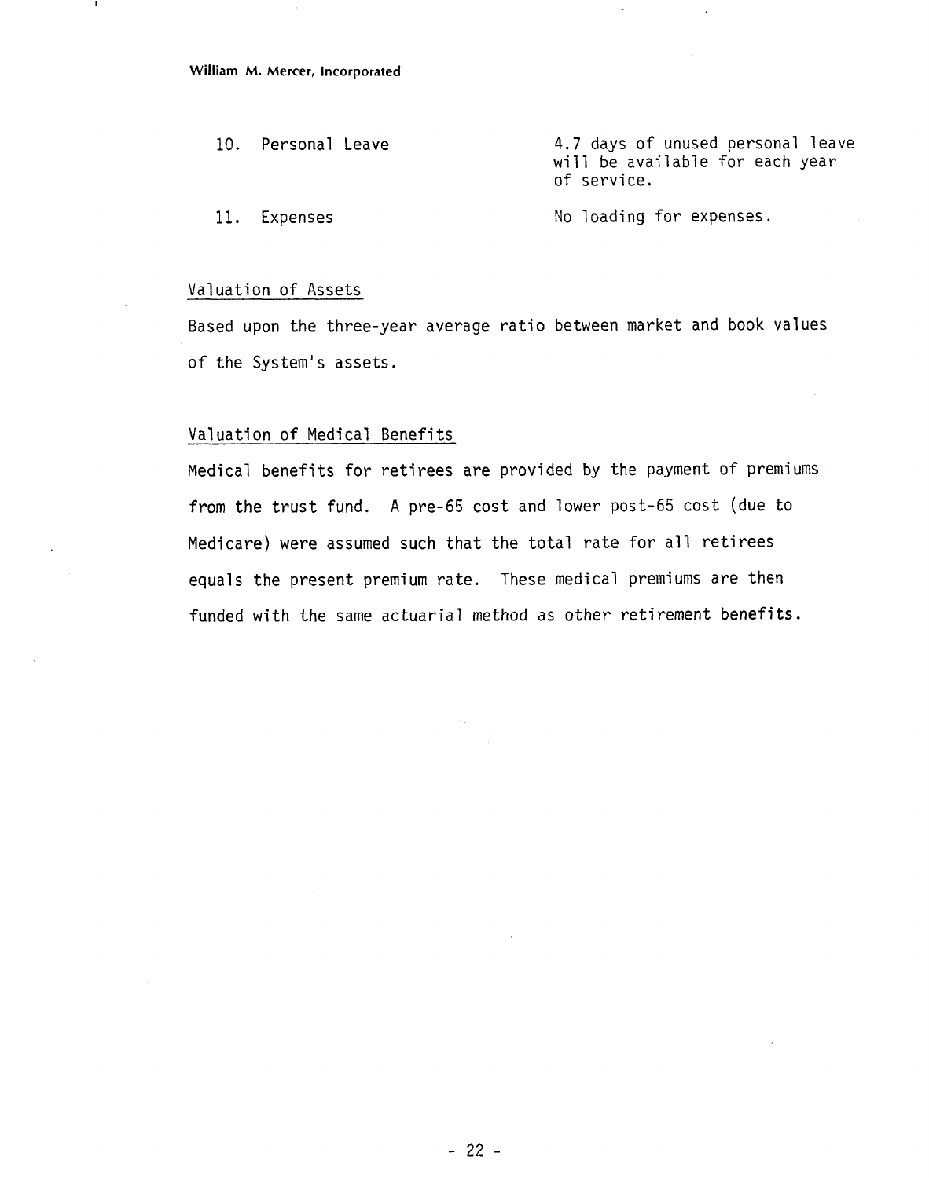10. Personal Leave — 4.7 days of unused personal leave will be available for each year of service.

11. Expenses — No loading for expenses.

Valuation of Assets

Based upon the three-year average ratio between market and book values of the System's assets.

Valuation of Medical Benefits

Medical benefits for retirees are provided by the payment of premiums from the trust fund. A pre-65 cost and lower post-65 cost (due to Medicare) were assumed such that the total rate for all retirees equals the present premium rate. These medical premiums are then funded with the same actuarial method as other retirement benefits.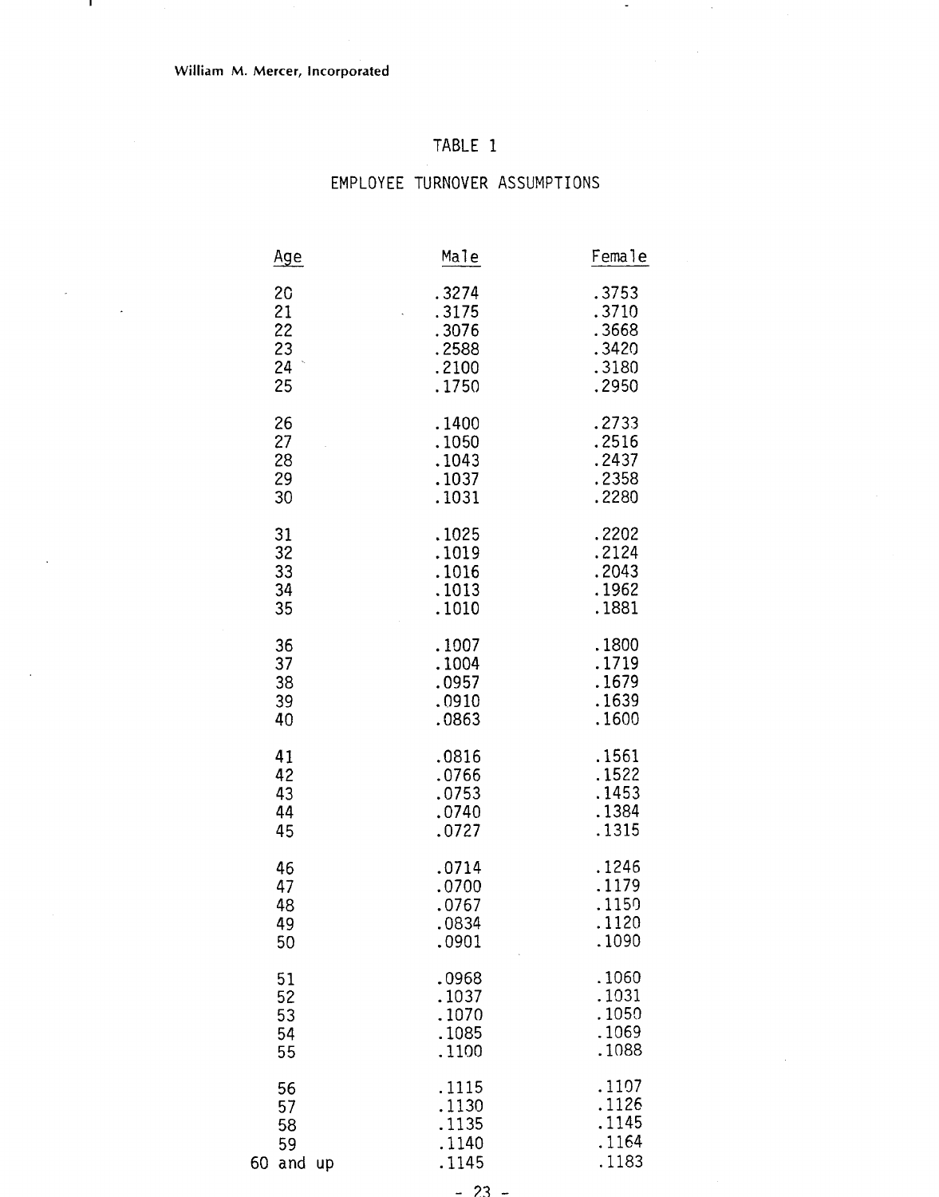# TABLE 1

## EMPLOYEE TURNOVER ASSUMPTIONS

| Age | Male | Female |
|---|---|---|
| 20 | .3274 | .3753 |
| 21 | .3175 | .3710 |
| 22 | .3076 | .3668 |
| 23 | .2588 | .3420 |
| 24 | .2100 | .3180 |
| 25 | .1750 | .2950 |
| 26 | .1400 | .2733 |
| 27 | .1050 | .2516 |
| 28 | .1043 | .2437 |
| 29 | .1037 | .2358 |
| 30 | .1031 | .2280 |
| 31 | .1025 | .2202 |
| 32 | .1019 | .2124 |
| 33 | .1016 | .2043 |
| 34 | .1013 | .1962 |
| 35 | .1010 | .1881 |
| 36 | .1007 | .1800 |
| 37 | .1004 | .1719 |
| 38 | .0957 | .1679 |
| 39 | .0910 | .1639 |
| 40 | .0863 | .1600 |
| 41 | .0816 | .1561 |
| 42 | .0766 | .1522 |
| 43 | .0753 | .1453 |
| 44 | .0740 | .1384 |
| 45 | .0727 | .1315 |
| 46 | .0714 | .1246 |
| 47 | .0700 | .1179 |
| 48 | .0767 | .1150 |
| 49 | .0834 | .1120 |
| 50 | .0901 | .1090 |
| 51 | .0968 | .1060 |
| 52 | .1037 | .1031 |
| 53 | .1070 | .1050 |
| 54 | .1085 | .1069 |
| 55 | .1100 | .1088 |
| 56 | .1115 | .1107 |
| 57 | .1130 | .1126 |
| 58 | .1135 | .1145 |
| 59 | .1140 | .1164 |
| 60 and up | .1145 | .1183 |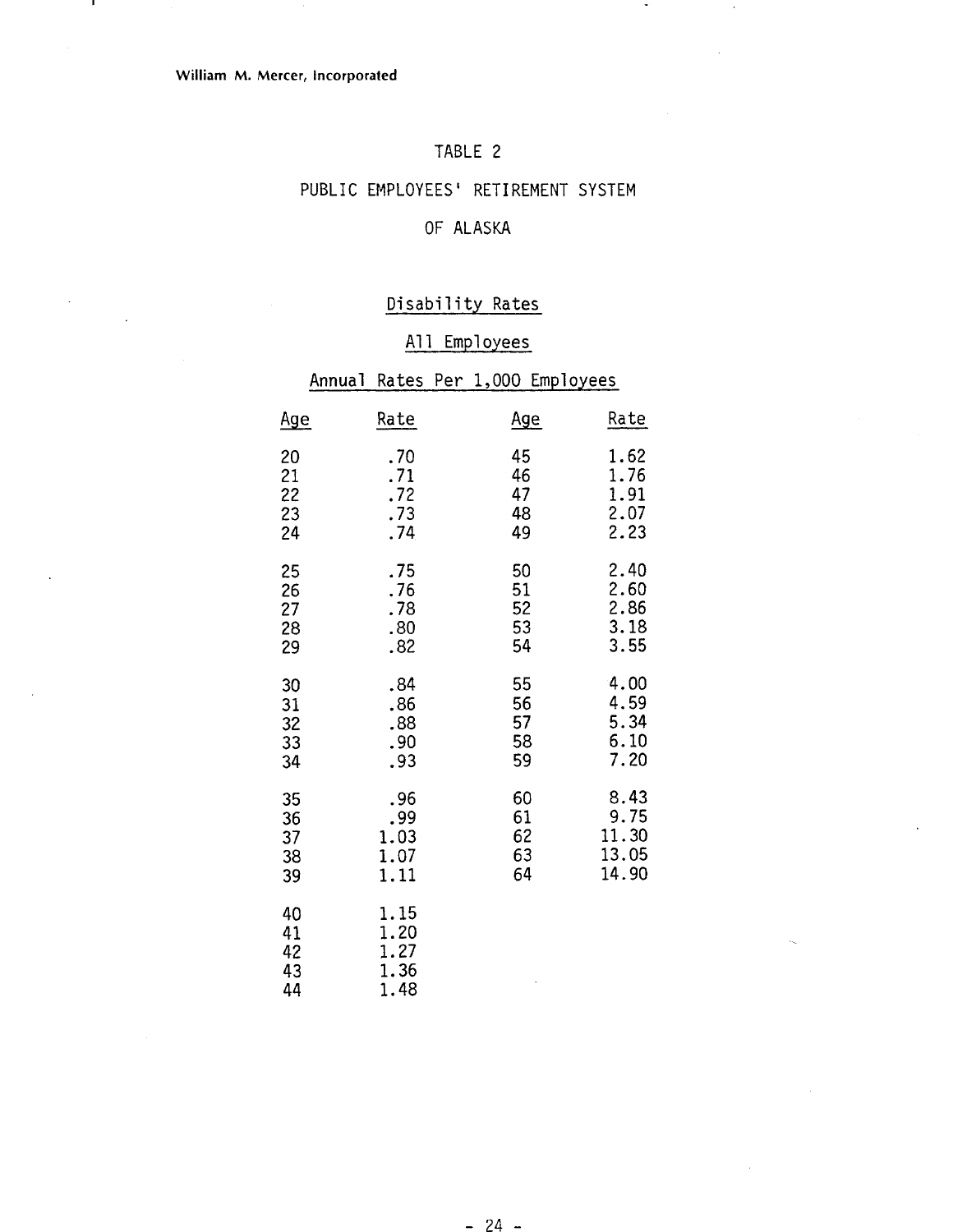TABLE 2

PUBLIC EMPLOYEES' RETIREMENT SYSTEM

OF ALASKA

Disability Rates

All Employees

Annual Rates Per 1,000 Employees

| Age | Rate | Age | Rate |
|---|---|---|---|
| 20 | .70 | 45 | 1.62 |
| 21 | .71 | 46 | 1.76 |
| 22 | .72 | 47 | 1.91 |
| 23 | .73 | 48 | 2.07 |
| 24 | .74 | 49 | 2.23 |
| 25 | .75 | 50 | 2.40 |
| 26 | .76 | 51 | 2.60 |
| 27 | .78 | 52 | 2.86 |
| 28 | .80 | 53 | 3.18 |
| 29 | .82 | 54 | 3.55 |
| 30 | .84 | 55 | 4.00 |
| 31 | .86 | 56 | 4.59 |
| 32 | .88 | 57 | 5.34 |
| 33 | .90 | 58 | 6.10 |
| 34 | .93 | 59 | 7.20 |
| 35 | .96 | 60 | 8.43 |
| 36 | .99 | 61 | 9.75 |
| 37 | 1.03 | 62 | 11.30 |
| 38 | 1.07 | 63 | 13.05 |
| 39 | 1.11 | 64 | 14.90 |
| 40 | 1.15 | | |
| 41 | 1.20 | | |
| 42 | 1.27 | | |
| 43 | 1.36 | | |
| 44 | 1.48 | | |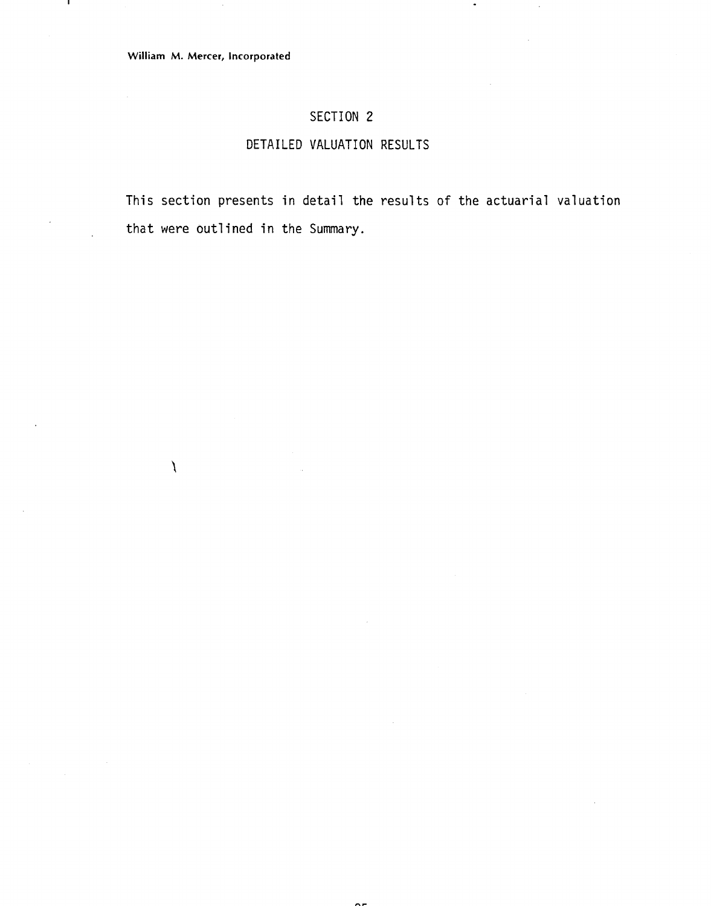# SECTION 2

## DETAILED VALUATION RESULTS

This section presents in detail the results of the actuarial valuation that were outlined in the Summary.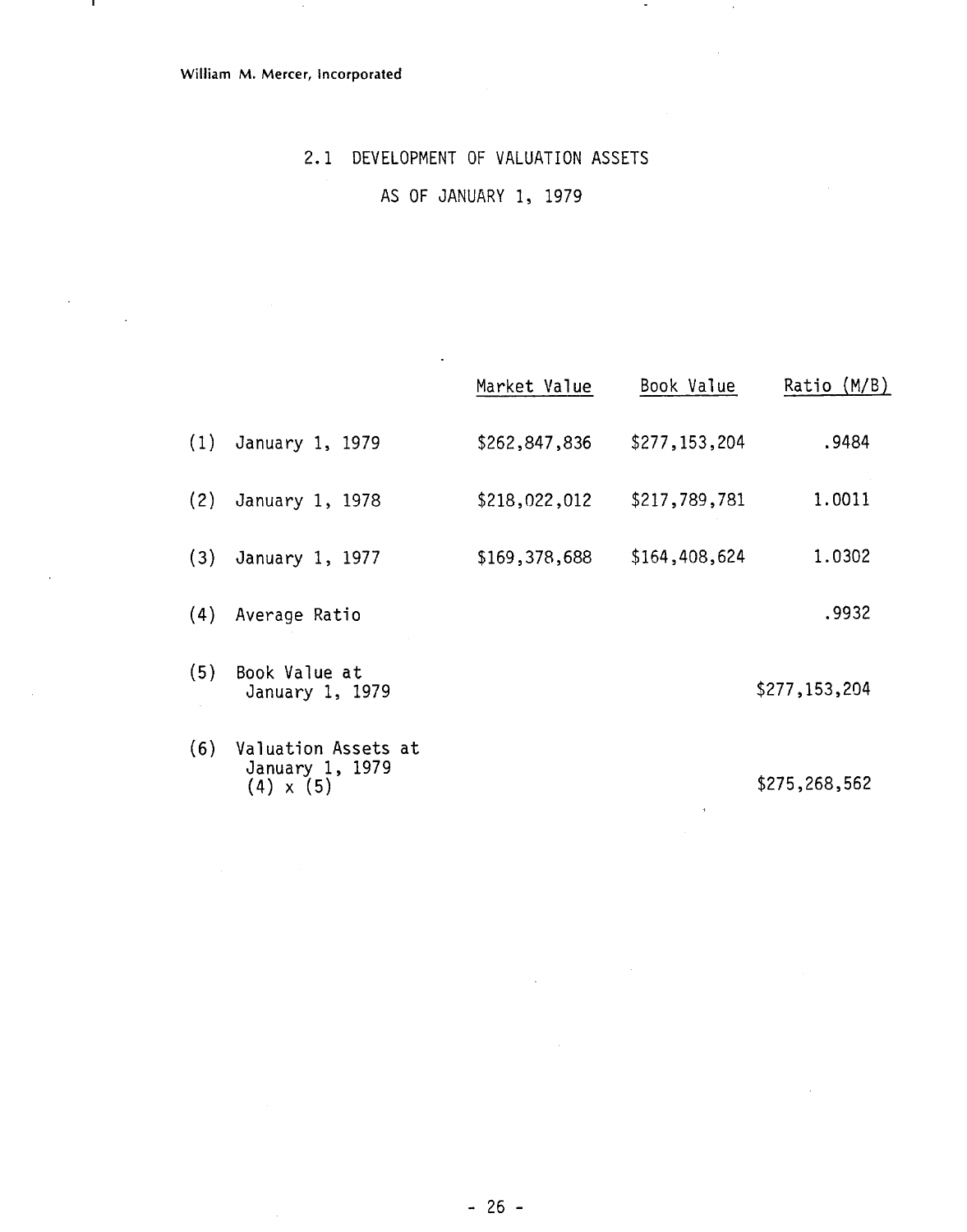William M. Mercer, Incorporated

## 2.1 DEVELOPMENT OF VALUATION ASSETS AS OF JANUARY 1, 1979

| | | Market Value | Book Value | Ratio (M/B) |
|---|---|---|---|---|
| (1) | January 1, 1979 | $262,847,836 | $277,153,204 | .9484 |
| (2) | January 1, 1978 | $218,022,012 | $217,789,781 | 1.0011 |
| (3) | January 1, 1977 | $169,378,688 | $164,408,624 | 1.0302 |
| (4) | Average Ratio | | | .9932 |
| (5) | Book Value at January 1, 1979 | | | $277,153,204 |
| (6) | Valuation Assets at January 1, 1979 (4) x (5) | | | $275,268,562 |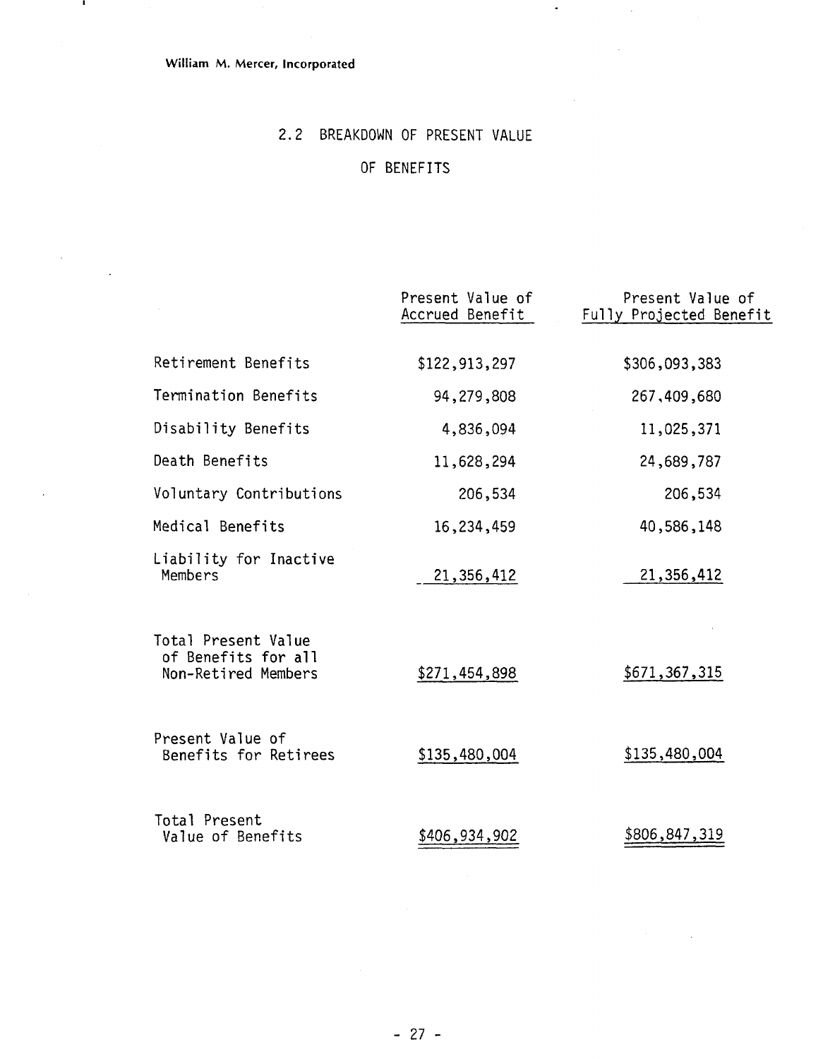## 2.2 BREAKDOWN OF PRESENT VALUE OF BENEFITS

| | Present Value of Accrued Benefit | Present Value of Fully Projected Benefit |
|---|---|---|
| Retirement Benefits | $122,913,297 | $306,093,383 |
| Termination Benefits | 94,279,808 | 267,409,680 |
| Disability Benefits | 4,836,094 | 11,025,371 |
| Death Benefits | 11,628,294 | 24,689,787 |
| Voluntary Contributions | 206,534 | 206,534 |
| Medical Benefits | 16,234,459 | 40,586,148 |
| Liability for Inactive Members | 21,356,412 | 21,356,412 |
| Total Present Value of Benefits for all Non-Retired Members | $271,454,898 | $671,367,315 |
| Present Value of Benefits for Retirees | $135,480,004 | $135,480,004 |
| Total Present Value of Benefits | $406,934,902 | $806,847,319 |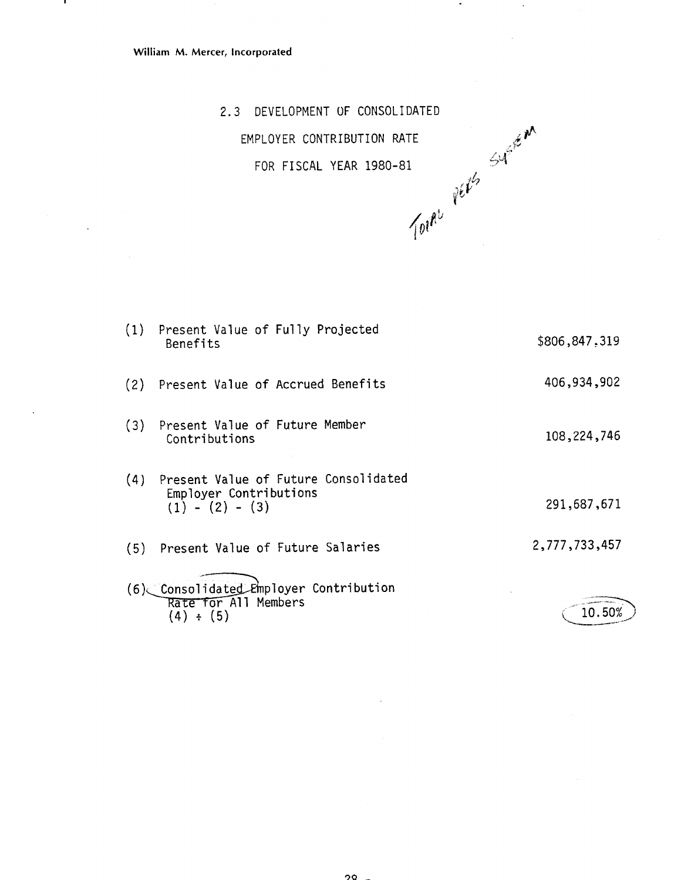William M. Mercer, Incorporated

## 2.3 DEVELOPMENT OF CONSOLIDATED EMPLOYER CONTRIBUTION RATE FOR FISCAL YEAR 1980-81

Total PERS System

| | | |
|---|---|---|
| (1) | Present Value of Fully Projected Benefits | $806,847,319 |
| (2) | Present Value of Accrued Benefits | 406,934,902 |
| (3) | Present Value of Future Member Contributions | 108,224,746 |
| (4) | Present Value of Future Consolidated Employer Contributions (1) - (2) - (3) | 291,687,671 |
| (5) | Present Value of Future Salaries | 2,777,733,457 |
| (6) | Consolidated Employer Contribution Rate for All Members (4) ÷ (5) | 10.50% |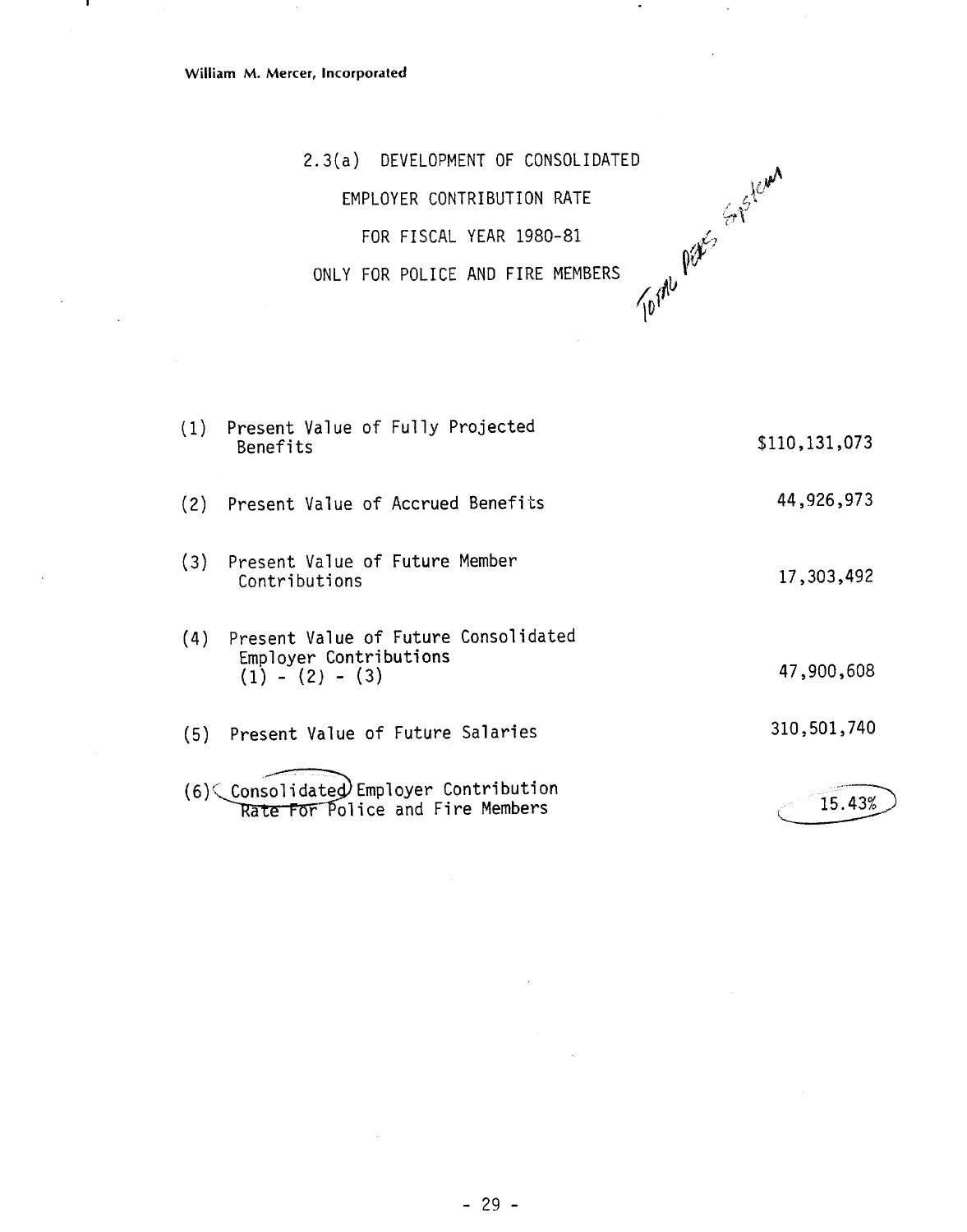William M. Mercer, Incorporated

## 2.3(a) DEVELOPMENT OF CONSOLIDATED EMPLOYER CONTRIBUTION RATE FOR FISCAL YEAR 1980-81 ONLY FOR POLICE AND FIRE MEMBERS

Total PERS System

| | | |
|---|---|---|
| (1) | Present Value of Fully Projected Benefits | $110,131,073 |
| (2) | Present Value of Accrued Benefits | 44,926,973 |
| (3) | Present Value of Future Member Contributions | 17,303,492 |
| (4) | Present Value of Future Consolidated Employer Contributions (1) - (2) - (3) | 47,900,608 |
| (5) | Present Value of Future Salaries | 310,501,740 |
| (6) | Consolidated Employer Contribution Rate For Police and Fire Members | 15.43% |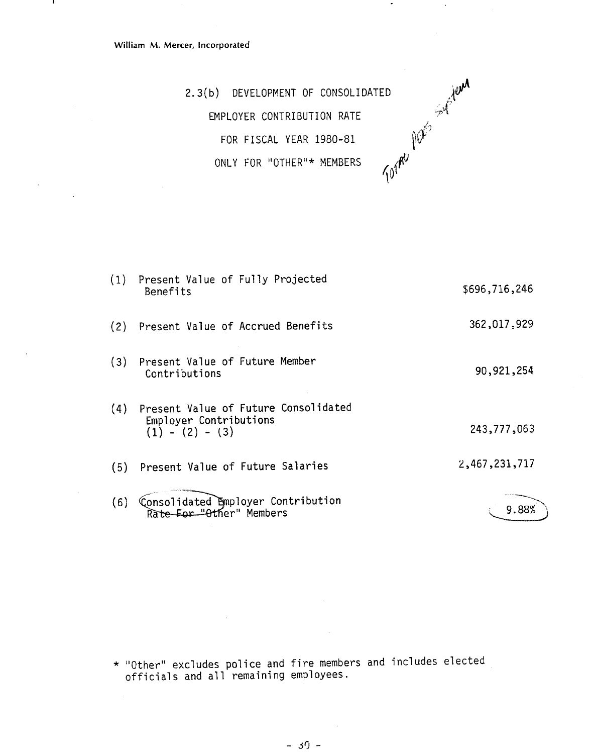William M. Mercer, Incorporated

## 2.3(b) DEVELOPMENT OF CONSOLIDATED EMPLOYER CONTRIBUTION RATE FOR FISCAL YEAR 1980-81 ONLY FOR "OTHER"* MEMBERS

Total PERS System

| | | |
|---|---|---|
| (1) | Present Value of Fully Projected Benefits | $696,716,246 |
| (2) | Present Value of Accrued Benefits | 362,017,929 |
| (3) | Present Value of Future Member Contributions | 90,921,254 |
| (4) | Present Value of Future Consolidated Employer Contributions (1) - (2) - (3) | 243,777,063 |
| (5) | Present Value of Future Salaries | 2,467,231,717 |
| (6) | Consolidated Employer Contribution ~~Rate For "Other"~~ Members | 9.88% |

\* "Other" excludes police and fire members and includes elected officials and all remaining employees.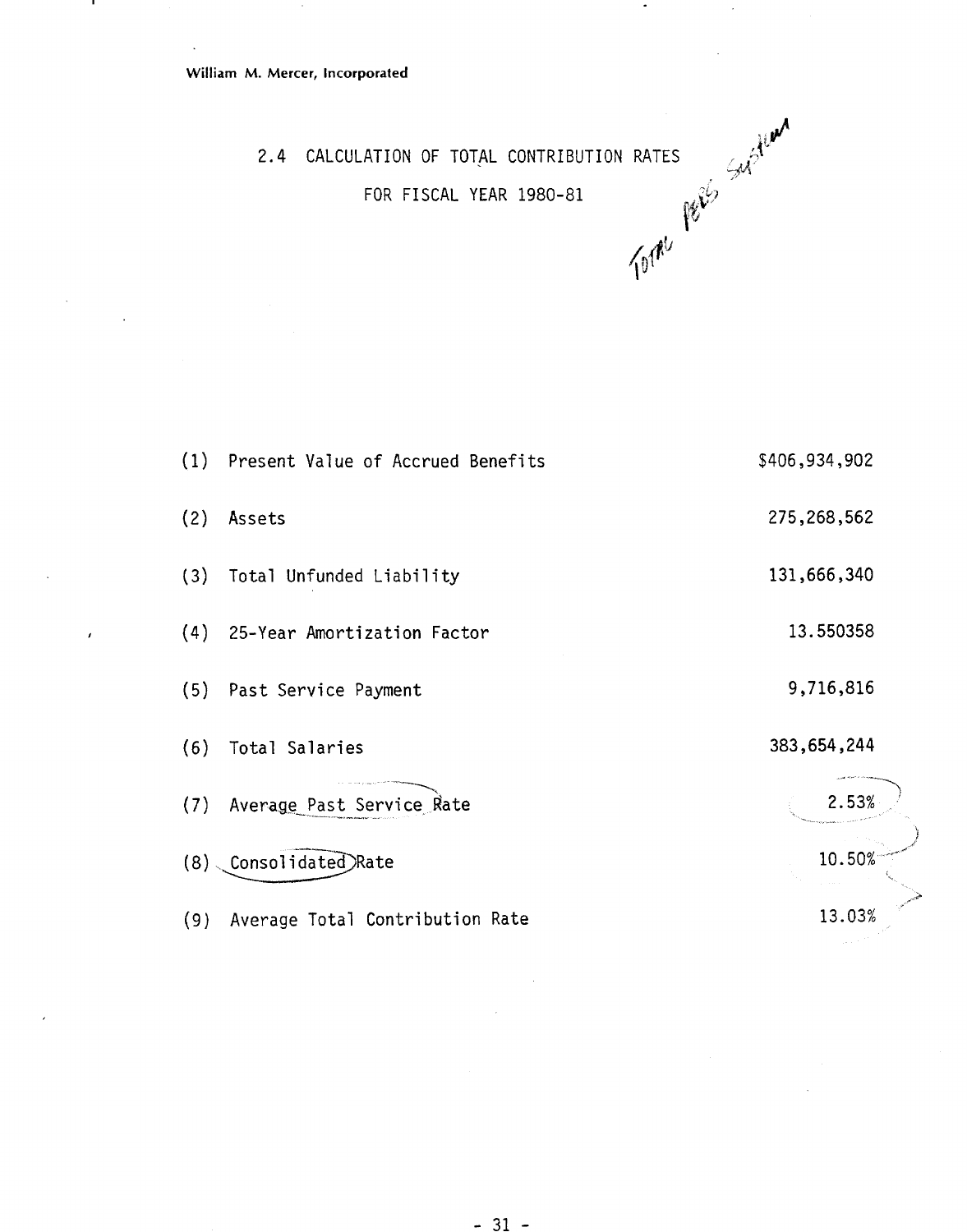William M. Mercer, Incorporated

## 2.4 CALCULATION OF TOTAL CONTRIBUTION RATES FOR FISCAL YEAR 1980-81

Total PERS System

| | | |
|---|---|---|
| (1) | Present Value of Accrued Benefits | $406,934,902 |
| (2) | Assets | 275,268,562 |
| (3) | Total Unfunded Liability | 131,666,340 |
| (4) | 25-Year Amortization Factor | 13.550358 |
| (5) | Past Service Payment | 9,716,816 |
| (6) | Total Salaries | 383,654,244 |
| (7) | Average Past Service Rate | 2.53% |
| (8) | Consolidated Rate | 10.50% |
| (9) | Average Total Contribution Rate | 13.03% |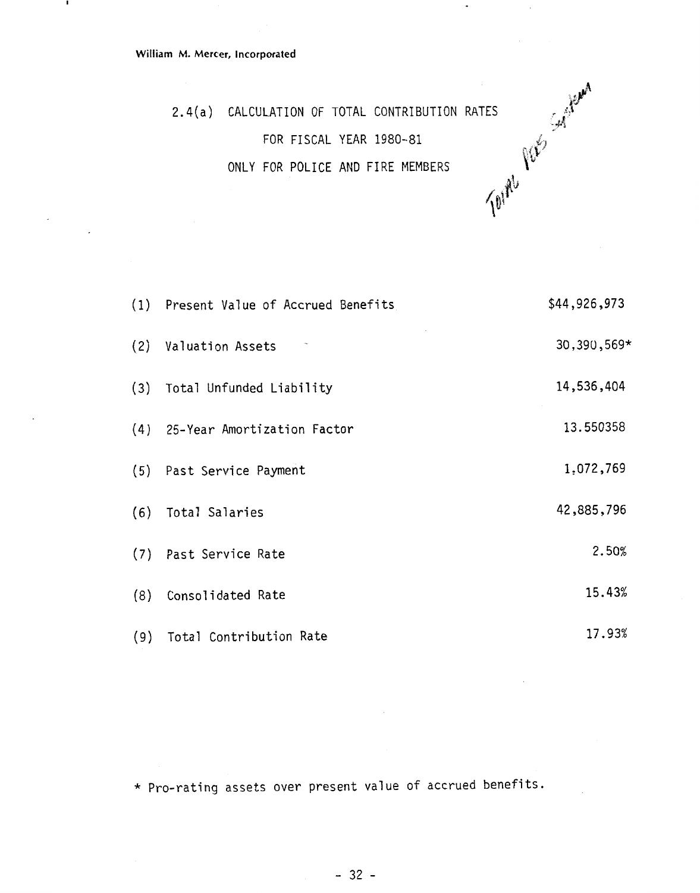William M. Mercer, Incorporated

## 2.4(a) CALCULATION OF TOTAL CONTRIBUTION RATES FOR FISCAL YEAR 1980-81 ONLY FOR POLICE AND FIRE MEMBERS

*Total PERS System*

| | | |
|---|---|---|
| (1) | Present Value of Accrued Benefits | $44,926,973 |
| (2) | Valuation Assets | 30,390,569* |
| (3) | Total Unfunded Liability | 14,536,404 |
| (4) | 25-Year Amortization Factor | 13.550358 |
| (5) | Past Service Payment | 1,072,769 |
| (6) | Total Salaries | 42,885,796 |
| (7) | Past Service Rate | 2.50% |
| (8) | Consolidated Rate | 15.43% |
| (9) | Total Contribution Rate | 17.93% |

* Pro-rating assets over present value of accrued benefits.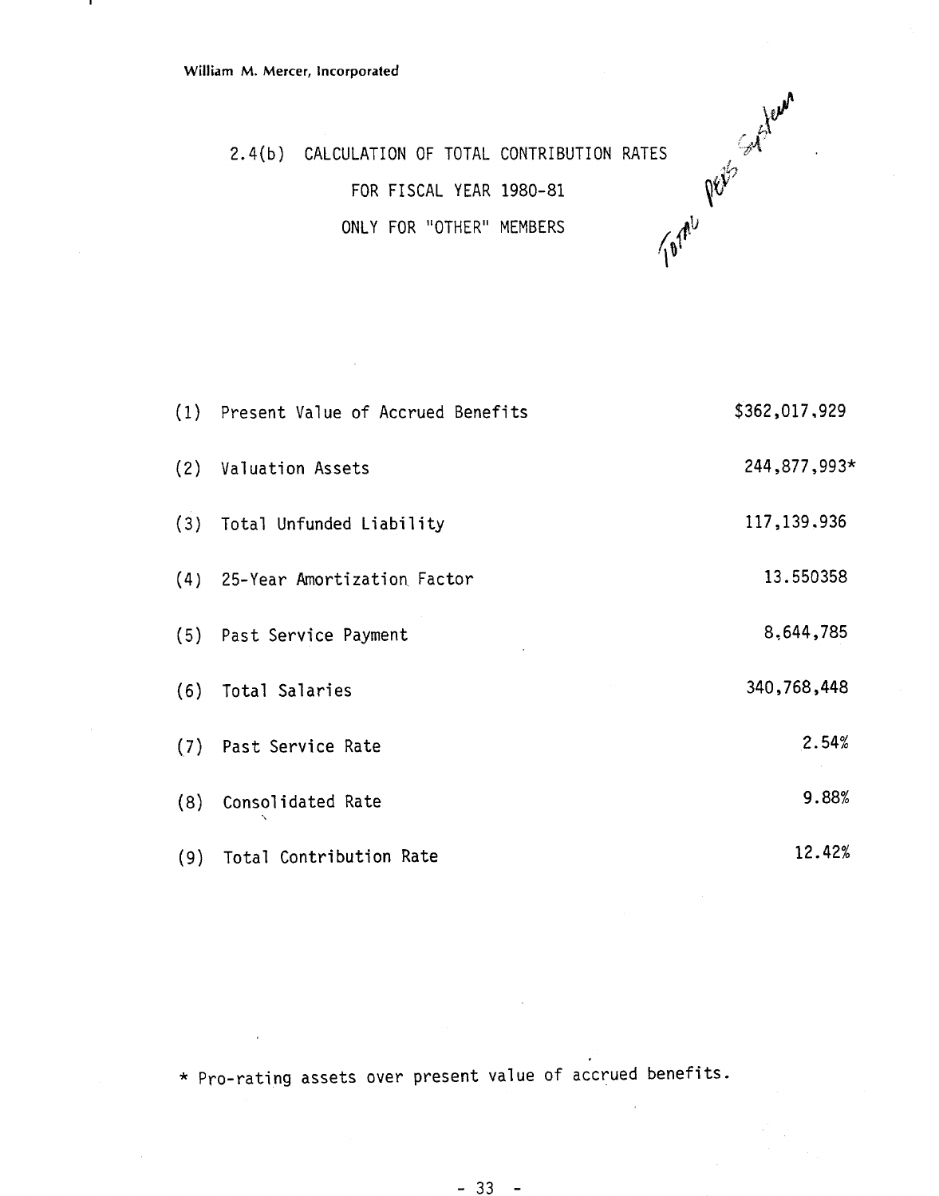William M. Mercer, Incorporated

## 2.4(b) CALCULATION OF TOTAL CONTRIBUTION RATES FOR FISCAL YEAR 1980-81 ONLY FOR "OTHER" MEMBERS

Total PERS System

| | | |
|---|---|---|
| (1) | Present Value of Accrued Benefits | $362,017,929 |
| (2) | Valuation Assets | 244,877,993* |
| (3) | Total Unfunded Liability | 117,139,936 |
| (4) | 25-Year Amortization Factor | 13.550358 |
| (5) | Past Service Payment | 8,644,785 |
| (6) | Total Salaries | 340,768,448 |
| (7) | Past Service Rate | 2.54% |
| (8) | Consolidated Rate | 9.88% |
| (9) | Total Contribution Rate | 12.42% |

* Pro-rating assets over present value of accrued benefits.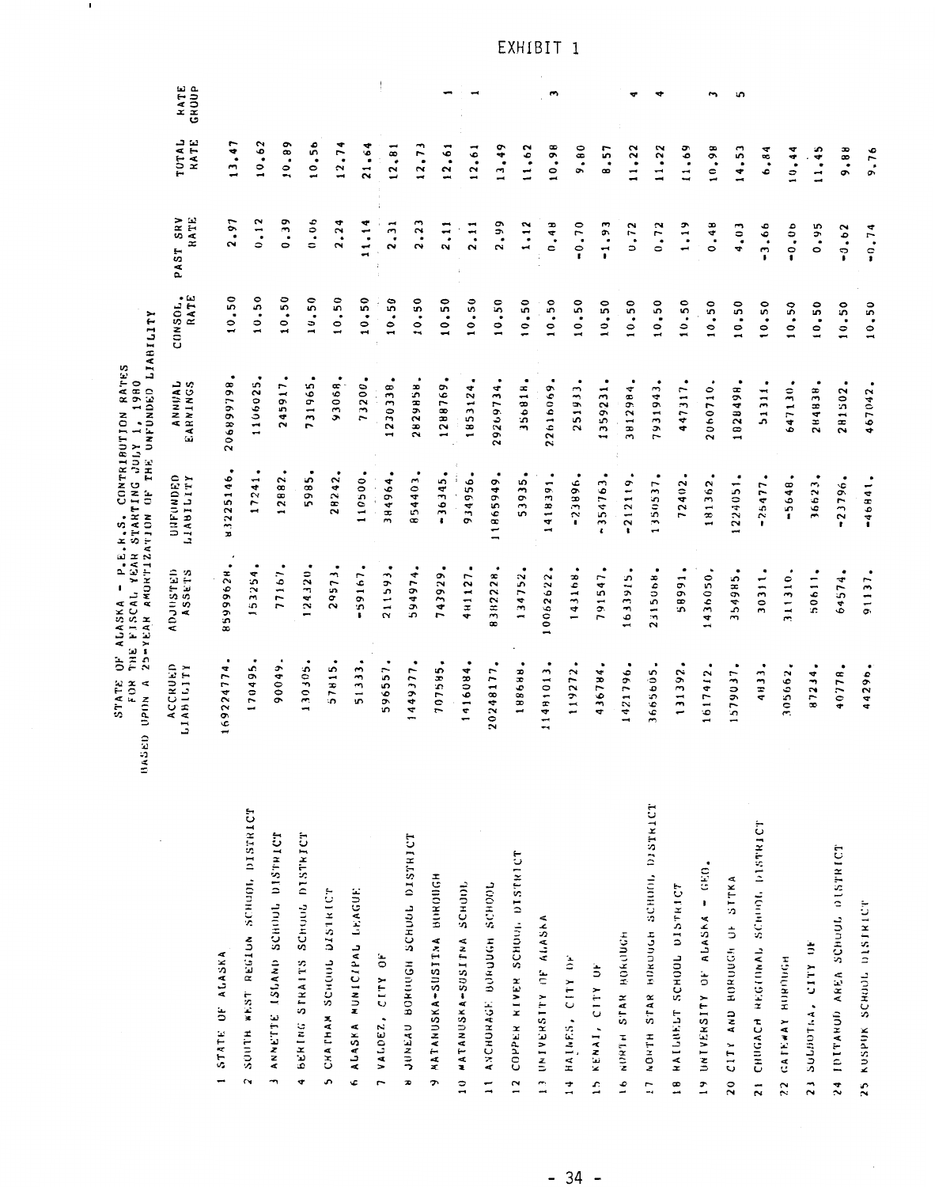EXHIBIT 1

STATE OF ALASKA - P.E.R.S. CONTRIBUTION RATES
FOR THE FISCAL YEAR STARTING JULY 1, 1980
BASED UPON A 25-YEAR AMORTIZATION OF THE UNFUNDED LIABILITY

| | | ACCRUED LIABILITY | ADJUSTED ASSETS | UNFUNDED LIABILITY | ANNUAL EARNINGS | CONSOL. RATE | PAST SRV RATE | TOTAL RATE | RATE GROUP |
|---|---|---|---|---|---|---|---|---|---|
| 1 | STATE OF ALASKA | 169224774. | 85999628. | 83225146. | 206899798. | 10.50 | 2.97 | 13.47 | |
| 2 | SOUTH WEST REGION SCHOOL DISTRICT | 170495. | 153254. | 17241. | 1106025. | 10.50 | 0.12 | 10.62 | |
| 3 | ANNETTE ISLAND SCHOOL DISTRICT | 90049. | 77167. | 12882. | 245917. | 10.50 | 0.39 | 10.89 | |
| 4 | BERING STRAITS SCHOOL DISTRICT | 130305. | 124320. | 5985. | 731965. | 10.50 | 0.06 | 10.56 | |
| 5 | CHATHAM SCHOOL DISTRICT | 57815. | 29573. | 28242. | 93068. | 10.50 | 2.24 | 12.74 | |
| 6 | ALASKA MUNICIPAL LEAGUE | 51333. | -59167. | 110500. | 73200. | 10.50 | 11.14 | 21.64 | |
| 7 | VALDEZ, CITY OF | 596557. | 211593. | 384964. | 1230338. | 10.50 | 2.31 | 12.81 | |
| 8 | JUNEAU BOROUGH SCHOOL DISTRICT | 1449377. | 594974. | 854403. | 2829858. | 10.50 | 2.23 | 12.73 | |
| 9 | MATANUSKA-SUSITNA BOROUGH | 707585. | 743929. | -36345. | 1288769. | 10.50 | 2.11 | 12.61 | 1 |
| 10 | MATANUSKA-SUSITNA SCHOOL | 1416084. | 481127. | 934956. | 1853124. | 10.50 | 2.11 | 12.61 | 1 |
| 11 | ANCHORAGE BOROUGH SCHOOL | 20248177. | 8382228. | 11865949. | 29209734. | 10.50 | 2.99 | 13.49 | |
| 12 | COPPER RIVER SCHOOL DISTRICT | 188688. | 134752. | 53935. | 356818. | 10.50 | 1.12 | 11.62 | |
| 13 | UNIVERSITY OF ALASKA | 11481013. | 10062622. | 1418391. | 22616069. | 10.50 | 0.48 | 10.98 | 3 |
| 14 | HAINES, CITY OF | 119272. | 143168. | -23896. | 251933. | 10.50 | -0.70 | 9.80 | |
| 15 | KENAI, CITY OF | 436784. | 791547. | -354763. | 1359231. | 10.50 | -1.93 | 8.57 | |
| 16 | NORTH STAR BOROUGH | 1421796. | 1633915. | -212119. | 3812984. | 10.50 | 0.72 | 11.22 | 4 |
| 17 | NORTH STAR BOROUGH SCHOOL DISTRICT | 3665605. | 2315068. | 1350537. | 7931943. | 10.50 | 0.72 | 11.22 | 4 |
| 18 | RAILBELT SCHOOL DISTRICT | 131392. | 58991. | 72402. | 447317. | 10.50 | 1.19 | 11.69 | |
| 19 | UNIVERSITY OF ALASKA - GEO. | 1617412. | 1436050. | 181362. | 2060710. | 10.50 | 0.48 | 10.98 | 3 |
| 20 | CITY AND BOROUGH OF SITKA | 1579037. | 354985. | 1224051. | 1828498. | 10.50 | 4.03 | 14.53 | 5 |
| 21 | CHUGACH REGIONAL SCHOOL DISTRICT | 4833. | 30311. | -25477. | 51311. | 10.50 | -3.66 | 6.84 | |
| 22 | GATEWAY BOROUGH | 305662. | 311310. | -5648. | 647130. | 10.50 | -0.06 | 10.44 | |
| 23 | SOLDOTNA, CITY OF | 87234. | 50611. | 36623. | 284838. | 10.50 | 0.95 | 11.45 | |
| 24 | IDITAROD AREA SCHOOL DISTRICT | 40778. | 64574. | -23796. | 281502. | 10.50 | -0.62 | 9.88 | |
| 25 | KUSPUK SCHOOL DISTRICT | 44296. | 91137. | -46841. | 467042. | 10.50 | -0.74 | 9.76 | |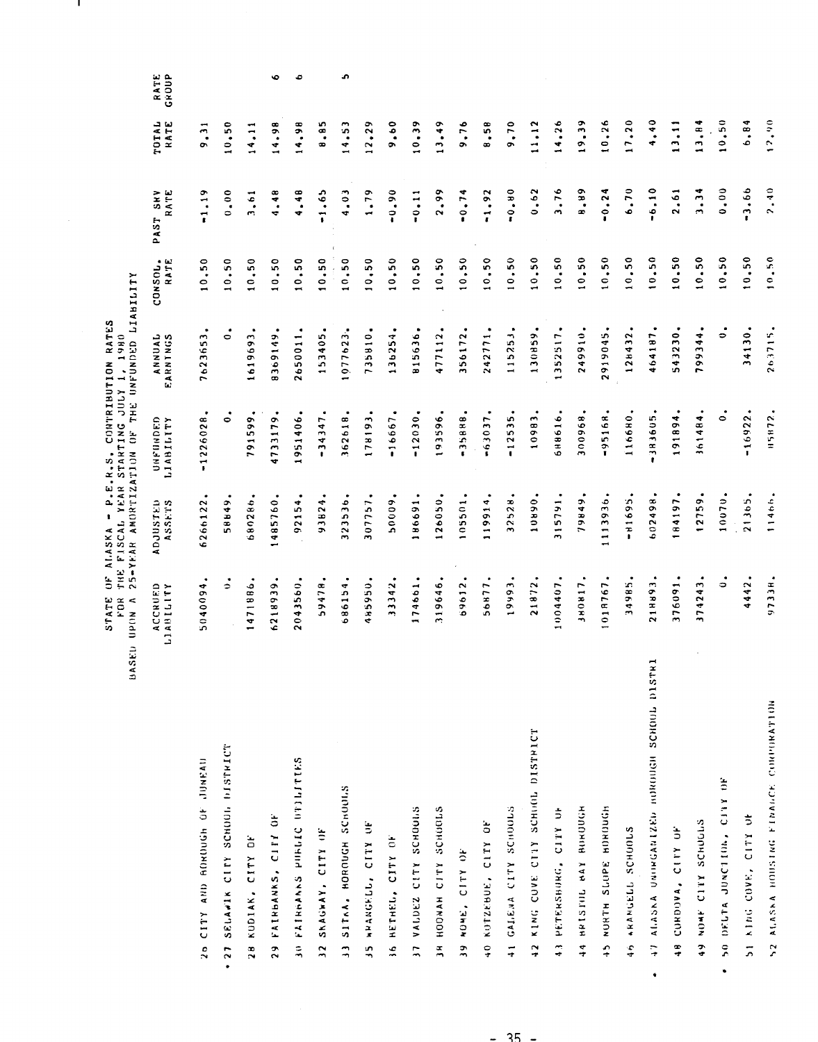STATE OF ALASKA - P.E.R.S. CONTRIBUTION RATES
FOR THE FISCAL YEAR STARTING JULY 1, 1980
BASED UPON A 25-YEAR AMORTIZATION OF THE UNFUNDED LIABILITY

| | ACCRUED LIABILITY | ADJUSTED ASSETS | UNFUNDED LIABILITY | ANNUAL EARNINGS | CONSOL. RATE | PAST SRV RATE | TOTAL RATE | RATE GROUP |
|---|---|---|---|---|---|---|---|---|
| 26 CITY AND BOROUGH OF JUNEAU | 5040094. | 6266122. | -1226028. | 7623653. | 10.50 | -1.19 | 9.31 | |
| • 27 SELAWIK CITY SCHOOL DISTRICT | 0. | 58849. | 0. | 0. | 10.50 | 0.00 | 10.50 | |
| 28 KODIAK, CITY OF | 1471886. | 680286. | 791599. | 1619693. | 10.50 | 3.61 | 14.11 | |
| 29 FAIRBANKS, CITY OF | 6218939. | 1485760. | 4733179. | 8369149. | 10.50 | 4.48 | 14.98 | 6 |
| 30 FAIRBANKS PUBLIC UTILITIES | 2043560. | 92154. | 1951406. | 2650011. | 10.50 | 4.48 | 14.98 | 6 |
| 32 SKAGWAY, CITY OF | 59478. | 93824. | -34347. | 153405. | 10.50 | -1.65 | 8.85 | |
| 33 SITKA, BOROUGH SCHOOLS | 686154. | 323536. | 362618. | 1077623. | 10.50 | 4.03 | 14.53 | 5 |
| 35 WRANGELL, CITY OF | 485950. | 307757. | 178193. | 735810. | 10.50 | 1.79 | 12.29 | |
| 36 BETHEL, CITY OF | 33342. | 50009. | -16667. | 136254. | 10.50 | -0.90 | 9.60 | |
| 37 VALDEZ CITY SCHOOLS | 174661. | 186691. | -12030. | 815636. | 10.50 | -0.11 | 10.39 | |
| 38 HOONAH CITY SCHOOLS | 319646. | 126050. | 193596. | 477112. | 10.50 | 2.99 | 13.49 | |
| 39 NOME, CITY OF | 69612. | 105501. | -35888. | 356172. | 10.50 | -0.74 | 9.76 | |
| 40 KOTZEBUE, CITY OF | 56877. | 119914. | -63037. | 242771. | 10.50 | -1.92 | 8.58 | |
| 41 GALENA CITY SCHOOLS | 19993. | 32528. | -12535. | 115253. | 10.50 | -0.80 | 9.70 | |
| 42 KING COVE CITY SCHOOL DISTRICT | 21872. | 10890. | 10983. | 130859. | 10.50 | 0.62 | 11.12 | |
| 43 PETERSBURG, CITY OF | 1004407. | 315791. | 688616. | 1352517. | 10.50 | 3.76 | 14.26 | |
| 44 BRISTOL BAY BOROUGH | 380817. | 79849. | 300968. | 249910. | 10.50 | 8.89 | 19.39 | |
| 45 NORTH SLOPE BOROUGH | 1018767. | 1113936. | -95168. | 2919045. | 10.50 | -0.24 | 10.26 | |
| 46 WRANGELL SCHOOLS | 34985. | -81695. | 116680. | 128432. | 10.50 | 6.70 | 17.20 | |
| • 47 ALASKA UNORGANIZED BOROUGH SCHOOL DISTRI | 218893. | 602498. | -383605. | 464187. | 10.50 | -6.10 | 4.40 | |
| 48 CORDOVA, CITY OF | 376091. | 184197. | 191894. | 543230. | 10.50 | 2.61 | 13.11 | |
| 49 NOME CITY SCHOOLS | 374243. | 12759. | 361484. | 799344. | 10.50 | 3.34 | 13.84 | |
| • 50 DELTA JUNCTION, CITY OF | 0. | 10070. | 0. | 0. | 10.50 | 0.00 | 10.50 | |
| 51 KING COVE, CITY OF | 4442. | 21365. | -16922. | 34130. | 10.50 | -3.66 | 6.84 | |
| 52 ALASKA HOUSING FINANCE CORPORATION | 97338. | 11466. | 85872. | 263715. | 10.50 | 2.40 | 12.90 | |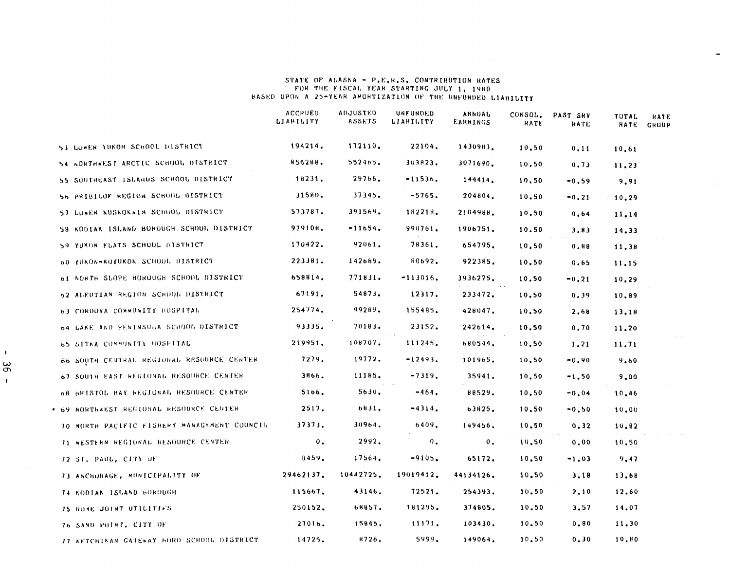STATE OF ALASKA - P.E.R.S. CONTRIBUTION RATES
FOR THE FISCAL YEAR STARTING JULY 1, 1980
BASED UPON A 25-YEAR AMORTIZATION OF THE UNFUNDED LIABILITY

| | ACCRUED LIABILITY | ADJUSTED ASSETS | UNFUNDED LIABILITY | ANNUAL EARNINGS | CONSOL. RATE | PAST SRV RATE | TOTAL RATE | RATE GROUP |
|---|---|---|---|---|---|---|---|---|
| 53 LOWER YUKON SCHOOL DISTRICT | 194214. | 172110. | 22104. | 1430983. | 10.50 | 0.11 | 10.61 | |
| 54 NORTHWEST ARCTIC SCHOOL DISTRICT | 856288. | 552465. | 303823. | 3071690. | 10.50 | 0.73 | 11.23 | |
| 55 SOUTHEAST ISLANDS SCHOOL DISTRICT | 18231. | 29766. | -11536. | 144414. | 10.50 | -0.59 | 9.91 | |
| 56 PRIBILOF REGION SCHOOL DISTRICT | 31580. | 37345. | -5765. | 204804. | 10.50 | -0.21 | 10.29 | |
| 57 LOWER KUSKOKWIM SCHOOL DISTRICT | 573787. | 391569. | 182218. | 2104988. | 10.50 | 0.64 | 11.14 | |
| 58 KODIAK ISLAND BOROUGH SCHOOL DISTRICT | 979108. | -11654. | 990761. | 1906751. | 10.50 | 3.83 | 14.33 | |
| 59 YUKON FLATS SCHOOL DISTRICT | 170422. | 92061. | 78361. | 654795. | 10.50 | 0.88 | 11.38 | |
| 60 YUKON-KOYUKUK SCHOOL DISTRICT | 223381. | 142689. | 80692. | 922385. | 10.50 | 0.65 | 11.15 | |
| 61 NORTH SLOPE BOROUGH SCHOOL DISTRICT | 658814. | 771831. | -113016. | 3936275. | 10.50 | -0.21 | 10.29 | |
| 62 ALEUTIAN REGION SCHOOL DISTRICT | 67191. | 54873. | 12317. | 233472. | 10.50 | 0.39 | 10.89 | |
| 63 CORDOVA COMMUNITY HOSPITAL | 254774. | 99289. | 155485. | 428047. | 10.50 | 2.68 | 13.18 | |
| 64 LAKE AND PENINSULA SCHOOL DISTRICT | 93335. | 70183. | 23152. | 242614. | 10.50 | 0.70 | 11.20 | |
| 65 SITKA COMMUNITY HOSPITAL | 219951. | 108707. | 111245. | 680544. | 10.50 | 1.21 | 11.71 | |
| 66 SOUTH CENTRAL REGIONAL RESOURCE CENTER | 7279. | 19772. | -12493. | 101965. | 10.50 | -0.90 | 9.60 | |
| 67 SOUTH EAST REGIONAL RESOURCE CENTER | 3866. | 11185. | -7319. | 35941. | 10.50 | -1.50 | 9.00 | |
| 68 BRISTOL BAY REGIONAL RESOURCE CENTER | 5166. | 5630. | -464. | 88529. | 10.50 | -0.04 | 10.46 | |
| * 69 NORTHWEST REGIONAL RESOURCE CENTER | 2517. | 6831. | -4314. | 63825. | 10.50 | -0.50 | 10.00 | |
| 70 NORTH PACIFIC FISHERY MANAGEMENT COUNCIL | 37373. | 30964. | 6409. | 149456. | 10.50 | 0.32 | 10.82 | |
| 71 WESTERN REGIONAL RESOURCE CENTER | 0. | 2992. | 0. | 0. | 10.50 | 0.00 | 10.50 | |
| 72 ST. PAUL, CITY OF | 8459. | 17564. | -9105. | 65172. | 10.50 | -1.03 | 9.47 | |
| 73 ANCHORAGE, MUNICIPALITY OF | 29462137. | 10442725. | 19019412. | 44134126. | 10.50 | 3.18 | 13.68 | |
| 74 KODIAK ISLAND BOROUGH | 115667. | 43146. | 72521. | 254393. | 10.50 | 2.10 | 12.60 | |
| 75 NOME JOINT UTILITIES | 250152. | 68857. | 181295. | 374805. | 10.50 | 3.57 | 14.07 | |
| 76 SAND POINT, CITY OF | 27016. | 15845. | 11171. | 103430. | 10.50 | 0.80 | 11.30 | |
| 77 KETCHIKAN GATEWAY BORO SCHOOL DISTRICT | 14725. | 8726. | 5999. | 149064. | 10.50 | 0.30 | 10.80 | |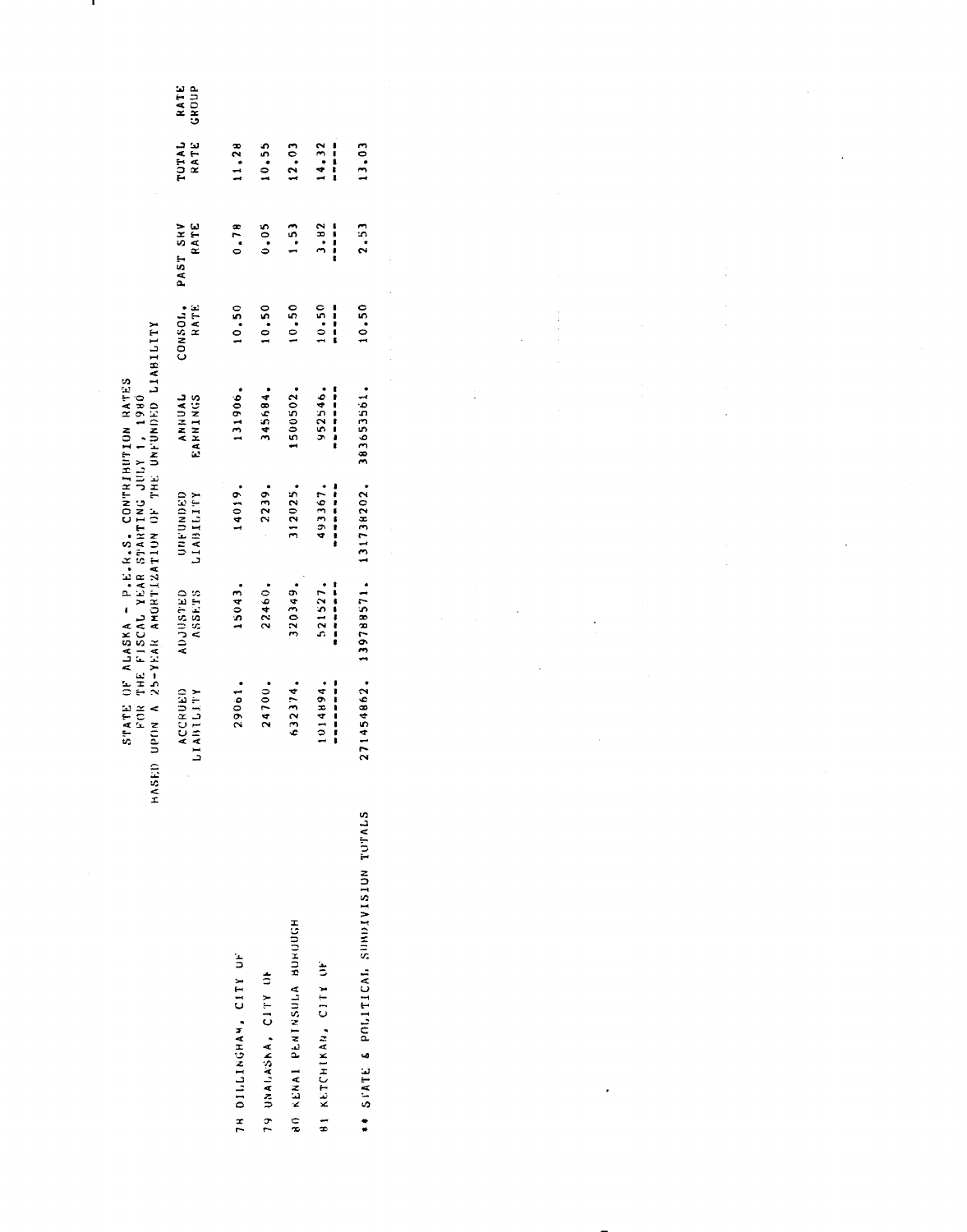STATE OF ALASKA - P.E.R.S. CONTRIBUTION RATES
FOR THE FISCAL YEAR STARTING JULY 1, 1980
BASED UPON A 25-YEAR AMORTIZATION OF THE UNFUNDED LIABILITY

| | ACCRUED LIABILITY | ADJUSTED ASSETS | UNFUNDED LIABILITY | ANNUAL EARNINGS | CONSOL. RATE | PAST SRV RATE | TOTAL RATE | RATE GROUP |
|---|---|---|---|---|---|---|---|---|
| 78 DILLINGHAM, CITY OF | 29061. | 15043. | 14019. | 131906. | 10.50 | 0.78 | 11.28 | |
| 79 UNALASKA, CITY OF | 24700. | 22460. | 2239. | 345684. | 10.50 | 0.05 | 10.55 | |
| 80 KENAI PENINSULA BOROUGH | 632374. | 320349. | 312025. | 1500502. | 10.50 | 1.53 | 12.03 | |
| 81 KETCHIKAN, CITY OF | 1014894. | 521527. | 493367. | 952546. | 10.50 | 3.82 | 14.32 | |
| ** STATE & POLITICAL SUBDIVISION TOTALS | 271454862. | 139788571. | 131738202. | 383653561. | 10.50 | 2.53 | 13.03 | |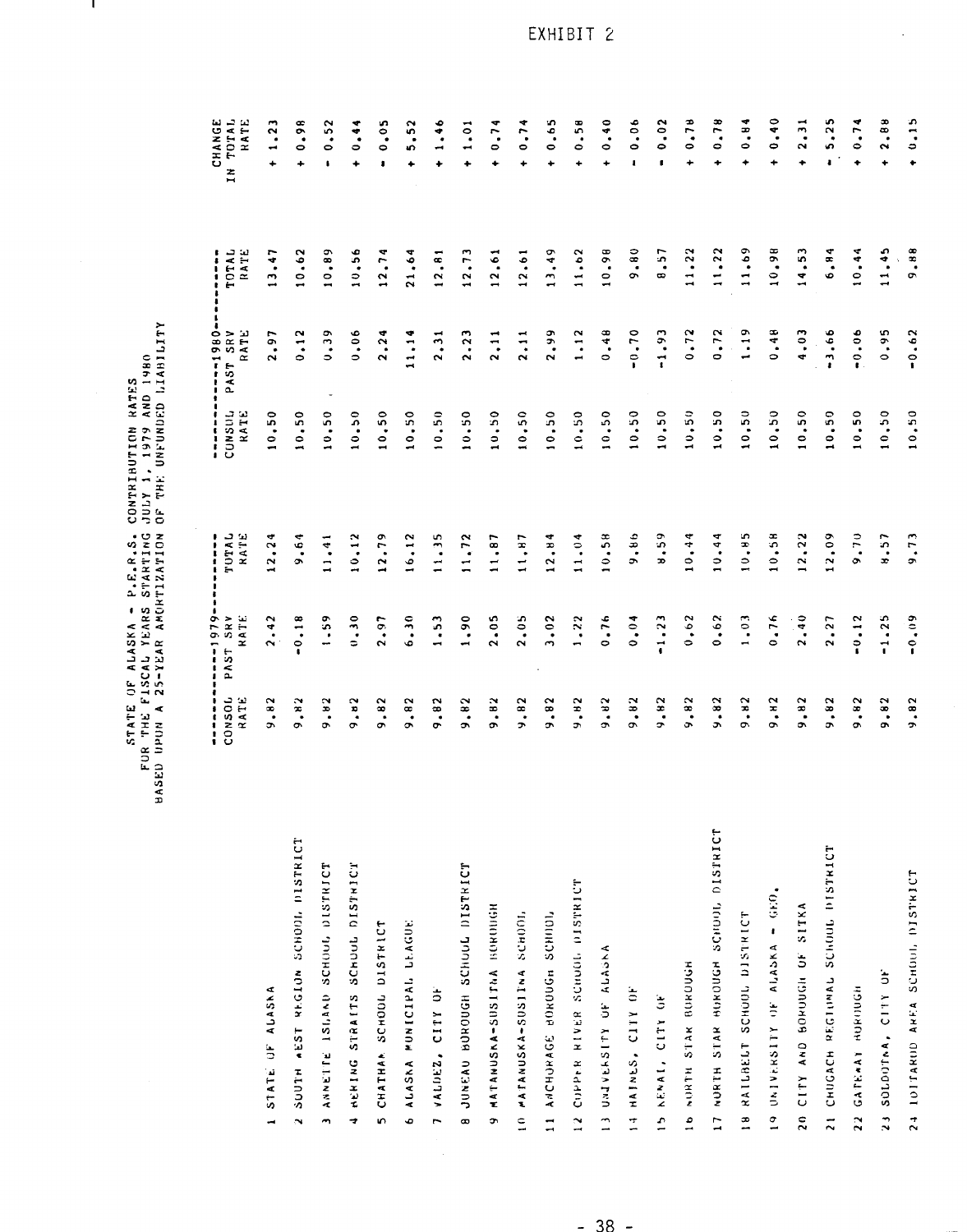EXHIBIT 2

STATE OF ALASKA - P.E.R.S. CONTRIBUTION RATES
FOR THE FISCAL YEARS STARTING JULY 1, 1979 AND 1980
BASED UPON A 25-YEAR AMORTIZATION OF THE UNFUNDED LIABILITY

| | 1979 | | | 1980 | | | |
|---|---|---|---|---|---|---|---|
| | CONSOL RATE | PAST SRV RATE | TOTAL RATE | CONSOL RATE | PAST SRV RATE | TOTAL RATE | CHANGE IN TOTAL RATE |
| 1 STATE OF ALASKA | 9.82 | 2.42 | 12.24 | 10.50 | 2.97 | 13.47 | + 1.23 |
| 2 SOUTH WEST REGION SCHOOL DISTRICT | 9.82 | -0.18 | 9.64 | 10.50 | 0.12 | 10.62 | + 0.98 |
| 3 ANNETTE ISLAND SCHOOL DISTRICT | 9.82 | 1.59 | 11.41 | 10.50 | 0.39 | 10.89 | - 0.52 |
| 4 BERING STRAITS SCHOOL DISTRICT | 9.82 | 0.30 | 10.12 | 10.50 | 0.06 | 10.56 | + 0.44 |
| 5 CHATHAM SCHOOL DISTRICT | 9.82 | 2.97 | 12.79 | 10.50 | 2.24 | 12.74 | - 0.05 |
| 6 ALASKA MUNICIPAL LEAGUE | 9.82 | 6.30 | 16.12 | 10.50 | 11.14 | 21.64 | + 5.52 |
| 7 VALDEZ, CITY OF | 9.82 | 1.53 | 11.35 | 10.50 | 2.31 | 12.81 | + 1.46 |
| 8 JUNEAU BOROUGH SCHOOL DISTRICT | 9.82 | 1.90 | 11.72 | 10.50 | 2.23 | 12.73 | + 1.01 |
| 9 MATANUSKA-SUSITNA BOROUGH | 9.82 | 2.05 | 11.87 | 10.50 | 2.11 | 12.61 | + 0.74 |
| 10 MATANUSKA-SUSITNA SCHOOL | 9.82 | 2.05 | 11.87 | 10.50 | 2.11 | 12.61 | + 0.74 |
| 11 ANCHORAGE BOROUGH SCHOOL | 9.82 | 3.02 | 12.84 | 10.50 | 2.99 | 13.49 | + 0.65 |
| 12 COPPER RIVER SCHOOL DISTRICT | 9.82 | 1.22 | 11.04 | 10.50 | 1.12 | 11.62 | + 0.58 |
| 13 UNIVERSITY OF ALASKA | 9.82 | 0.76 | 10.58 | 10.50 | 0.48 | 10.98 | + 0.40 |
| 14 HAINES, CITY OF | 9.82 | 0.04 | 9.86 | 10.50 | -0.70 | 9.80 | - 0.06 |
| 15 KENAI, CITY OF | 9.82 | -1.23 | 8.59 | 10.50 | -1.93 | 8.57 | - 0.02 |
| 16 NORTH STAR BOROUGH | 9.82 | 0.62 | 10.44 | 10.50 | 0.72 | 11.22 | + 0.78 |
| 17 NORTH STAR BOROUGH SCHOOL DISTRICT | 9.82 | 0.62 | 10.44 | 10.50 | 0.72 | 11.22 | + 0.78 |
| 18 RAILBELT SCHOOL DISTRICT | 9.82 | 1.03 | 10.85 | 10.50 | 1.19 | 11.69 | + 0.84 |
| 19 UNIVERSITY OF ALASKA - GEO. | 9.82 | 0.76 | 10.58 | 10.50 | 0.48 | 10.98 | + 0.40 |
| 20 CITY AND BOROUGH OF SITKA | 9.82 | 2.40 | 12.22 | 10.50 | 4.03 | 14.53 | + 2.31 |
| 21 CHUGACH REGIONAL SCHOOL DISTRICT | 9.82 | 2.27 | 12.09 | 10.50 | -3.66 | 6.84 | - 5.25 |
| 22 GATEWAY BOROUGH | 9.82 | -0.12 | 9.70 | 10.50 | -0.06 | 10.44 | + 0.74 |
| 23 SOLDOTNA, CITY OF | 9.82 | -1.25 | 8.57 | 10.50 | 0.95 | 11.45 | + 2.88 |
| 24 IDITAROD AREA SCHOOL DISTRICT | 9.82 | -0.09 | 9.73 | 10.50 | -0.62 | 9.88 | + 0.15 |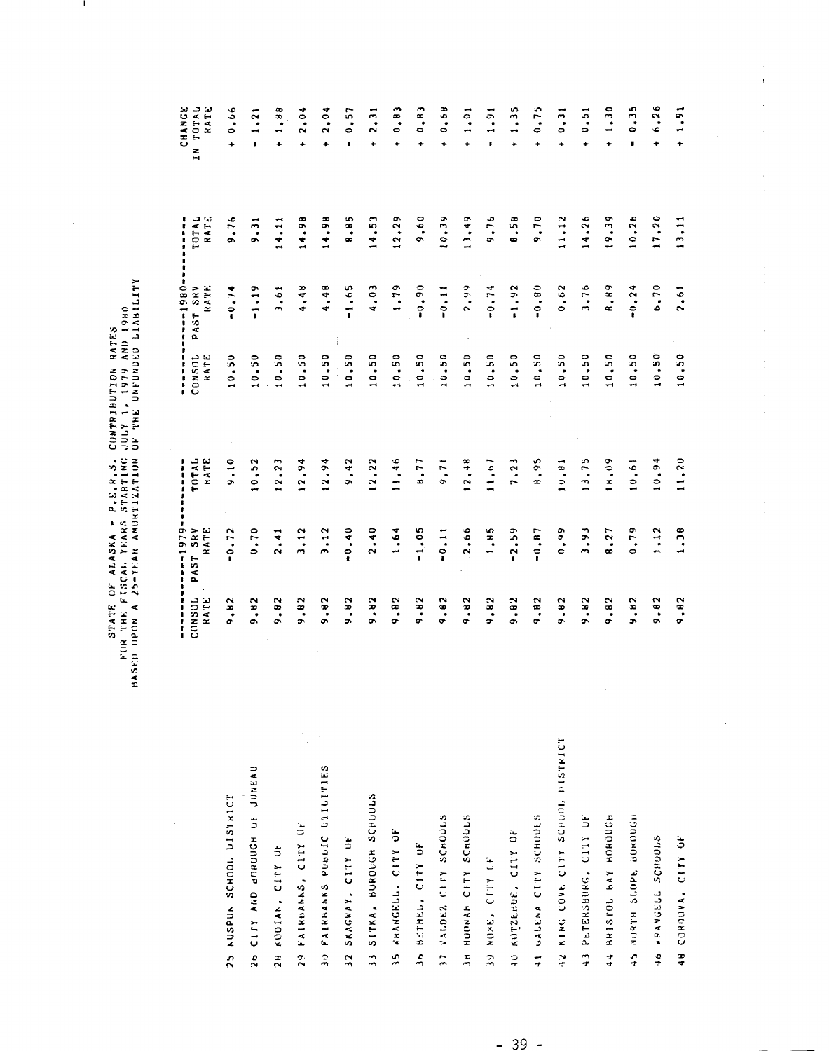STATE OF ALASKA - P.E.R.S. CONTRIBUTION RATES
FOR THE FISCAL YEARS STARTING JULY 1, 1979 AND 1980
BASED UPON A 25-YEAR AMORTIZATION OF THE UNFUNDED LIABILITY

| | 1979 | | | 1980 | | | |
|---|---|---|---|---|---|---|---|
| | CONSOL RATE | PAST SRV RATE | TOTAL RATE | CONSOL RATE | PAST SRV RATE | TOTAL RATE | CHANGE IN TOTAL RATE |
| 25 KUSPUK SCHOOL DISTRICT | 9.82 | -0.72 | 9.10 | 10.50 | -0.74 | 9.76 | + 0.66 |
| 26 CITY AND BOROUGH OF JUNEAU | 9.82 | 0.70 | 10.52 | 10.50 | -1.19 | 9.31 | - 1.21 |
| 28 KODIAK, CITY OF | 9.82 | 2.41 | 12.23 | 10.50 | 3.61 | 14.11 | + 1.88 |
| 29 FAIRBANKS, CITY OF | 9.82 | 3.12 | 12.94 | 10.50 | 4.48 | 14.98 | + 2.04 |
| 30 FAIRBANKS PUBLIC UTILITIES | 9.82 | 3.12 | 12.94 | 10.50 | 4.48 | 14.98 | + 2.04 |
| 32 SKAGWAY, CITY OF | 9.82 | -0.40 | 9.42 | 10.50 | -1.65 | 8.85 | - 0.57 |
| 33 SITKA, BOROUGH SCHOOLS | 9.82 | 2.40 | 12.22 | 10.50 | 4.03 | 14.53 | + 2.31 |
| 35 WRANGELL, CITY OF | 9.82 | 1.64 | 11.46 | 10.50 | 1.79 | 12.29 | + 0.83 |
| 36 BETHEL, CITY OF | 9.82 | -1.05 | 8.77 | 10.50 | -0.90 | 9.60 | + 0.83 |
| 37 VALDEZ CITY SCHOOLS | 9.82 | -0.11 | 9.71 | 10.50 | -0.11 | 10.39 | + 0.68 |
| 38 HOONAH CITY SCHOOLS | 9.82 | 2.66 | 12.48 | 10.50 | 2.99 | 13.49 | + 1.01 |
| 39 NOME, CITY OF | 9.82 | 1.85 | 11.67 | 10.50 | -0.74 | 9.76 | - 1.91 |
| 40 KOTZEBUE, CITY OF | 9.82 | -2.59 | 7.23 | 10.50 | -1.92 | 8.58 | + 1.35 |
| 41 GALENA CITY SCHOOLS | 9.82 | -0.87 | 8.95 | 10.50 | -0.80 | 9.70 | + 0.75 |
| 42 KING COVE CITY SCHOOL DISTRICT | 9.82 | 0.99 | 10.81 | 10.50 | 0.62 | 11.12 | + 0.31 |
| 43 PETERSBURG, CITY OF | 9.82 | 3.93 | 13.75 | 10.50 | 3.76 | 14.26 | + 0.51 |
| 44 BRISTOL BAY BOROUGH | 9.82 | 8.27 | 18.09 | 10.50 | 8.89 | 19.39 | + 1.30 |
| 45 NORTH SLOPE BOROUGH | 9.82 | 0.79 | 10.61 | 10.50 | -0.24 | 10.26 | - 0.35 |
| 46 WRANGELL SCHOOLS | 9.82 | 1.12 | 10.94 | 10.50 | 6.70 | 17.20 | + 6.26 |
| 48 CORDOVA, CITY OF | 9.82 | 1.38 | 11.20 | 10.50 | 2.61 | 13.11 | + 1.91 |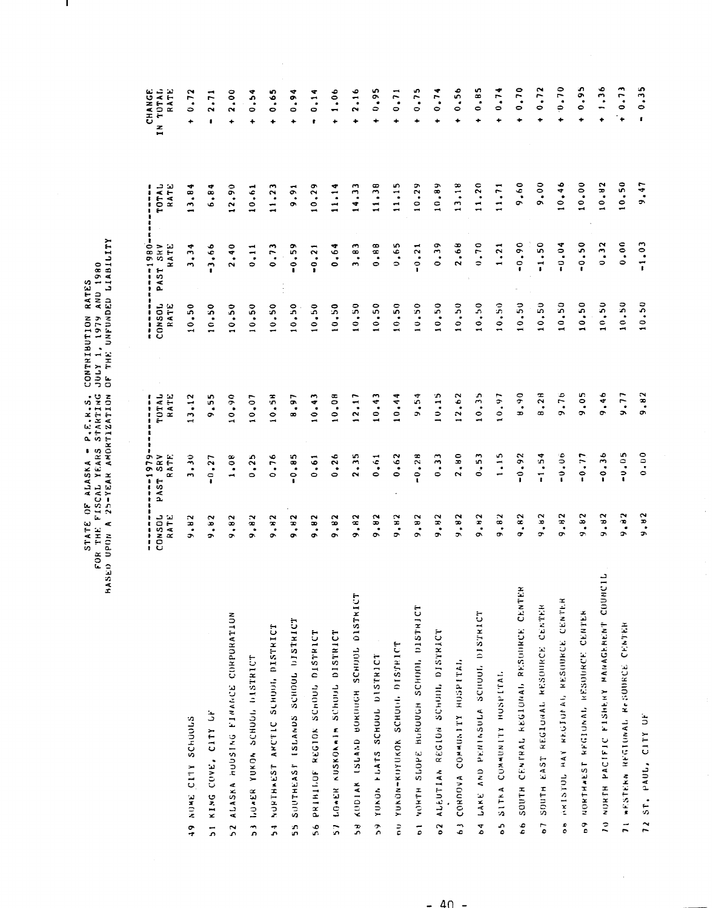STATE OF ALASKA - P.E.R.S. CONTRIBUTION RATES
FOR THE FISCAL YEARS STARTING JULY 1, 1979 AND 1980
BASED UPON A 25-YEAR AMORTIZATION OF THE UNFUNDED LIABILITY

| | 1979 CONSOL RATE | 1979 PAST SRV RATE | 1979 TOTAL RATE | 1980 CONSOL RATE | 1980 PAST SRV RATE | 1980 TOTAL RATE | CHANGE IN TOTAL RATE |
|---|---|---|---|---|---|---|---|
| 49 NOME CITY SCHOOLS | 9.82 | 3.30 | 13.12 | 10.50 | 3.34 | 13.84 | + 0.72 |
| 51 KING COVE, CITY OF | 9.82 | -0.27 | 9.55 | 10.50 | -3.66 | 6.84 | - 2.71 |
| 52 ALASKA HOUSING FINANCE CORPORATION | 9.82 | 1.08 | 10.90 | 10.50 | 2.40 | 12.90 | + 2.00 |
| 53 LOWER YUKON SCHOOL DISTRICT | 9.82 | 0.25 | 10.07 | 10.50 | 0.11 | 10.61 | + 0.54 |
| 54 NORTHWEST ARCTIC SCHOOL DISTRICT | 9.82 | 0.76 | 10.58 | 10.50 | 0.73 | 11.23 | + 0.65 |
| 55 SOUTHEAST ISLANDS SCHOOL DISTRICT | 9.82 | -0.85 | 8.97 | 10.50 | -0.59 | 9.91 | + 0.94 |
| 56 PRIBILOF REGION SCHOOL DISTRICT | 9.82 | 0.61 | 10.43 | 10.50 | -0.21 | 10.29 | - 0.14 |
| 57 LOWER KUSKOKWIM SCHOOL DISTRICT | 9.82 | 0.26 | 10.08 | 10.50 | 0.64 | 11.14 | + 1.06 |
| 58 KODIAK ISLAND BOROUGH SCHOOL DISTRICT | 9.82 | 2.35 | 12.17 | 10.50 | 3.83 | 14.33 | + 2.16 |
| 59 YUKON FLATS SCHOOL DISTRICT | 9.82 | 0.61 | 10.43 | 10.50 | 0.88 | 11.38 | + 0.95 |
| 60 YUKON-KOYUKUK SCHOOL DISTRICT | 9.82 | 0.62 | 10.44 | 10.50 | 0.65 | 11.15 | + 0.71 |
| 61 NORTH SLOPE BOROUGH SCHOOL DISTRICT | 9.82 | -0.28 | 9.54 | 10.50 | -0.21 | 10.29 | + 0.75 |
| 62 ALEUTIAN REGION SCHOOL DISTRICT | 9.82 | 0.33 | 10.15 | 10.50 | 0.39 | 10.89 | + 0.74 |
| 63 CORDOVA COMMUNITY HOSPITAL | 9.82 | 2.80 | 12.62 | 10.50 | 2.68 | 13.18 | + 0.56 |
| 64 LAKE AND PENINSULA SCHOOL DISTRICT | 9.82 | 0.53 | 10.35 | 10.50 | 0.70 | 11.20 | + 0.85 |
| 65 SITKA COMMUNITY HOSPITAL | 9.82 | 1.15 | 10.97 | 10.50 | 1.21 | 11.71 | + 0.74 |
| 66 SOUTH CENTRAL REGIONAL RESOURCE CENTER | 9.82 | -0.92 | 8.90 | 10.50 | -0.90 | 9.60 | + 0.70 |
| 67 SOUTH EAST REGIONAL RESOURCE CENTER | 9.82 | -1.54 | 8.28 | 10.50 | -1.50 | 9.00 | + 0.72 |
| 68 BRISTOL BAY REGIONAL RESOURCE CENTER | 9.82 | -0.06 | 9.76 | 10.50 | -0.04 | 10.46 | + 0.70 |
| 69 NORTHWEST REGIONAL RESOURCE CENTER | 9.82 | -0.77 | 9.05 | 10.50 | -0.50 | 10.00 | + 0.95 |
| 70 NORTH PACIFIC FISHERY MANAGEMENT COUNCIL | 9.82 | -0.36 | 9.46 | 10.50 | 0.32 | 10.82 | + 1.36 |
| 71 WESTERN REGIONAL RESOURCE CENTER | 9.82 | -0.05 | 9.77 | 10.50 | 0.00 | 10.50 | + 0.73 |
| 72 ST. PAUL, CITY OF | 9.82 | 0.00 | 9.82 | 10.50 | -1.03 | 9.47 | - 0.35 |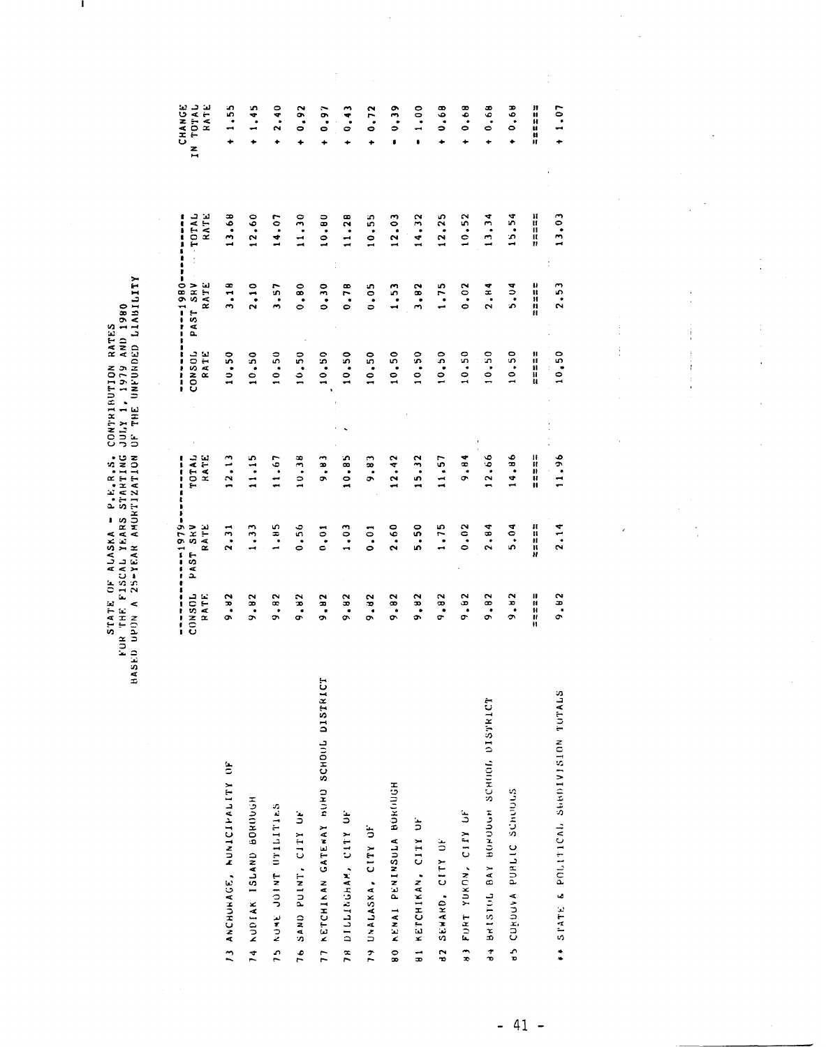STATE OF ALASKA - P.E.R.S. CONTRIBUTION RATES
FOR THE FISCAL YEARS STARTING JULY 1, 1979 AND 1980
BASED UPON A 25-YEAR AMORTIZATION OF THE UNFUNDED LIABILITY

| | 1979 | | | 1980 | | | |
|---|---|---|---|---|---|---|---|
| | CONSOL RATE | PAST SRV RATE | TOTAL RATE | CONSOL RATE | PAST SRV RATE | TOTAL RATE | CHANGE IN TOTAL RATE |
| 73 ANCHORAGE, MUNICIPALITY OF | 9.82 | 2.31 | 12.13 | 10.50 | 3.18 | 13.68 | + 1.55 |
| 74 KODIAK ISLAND BOROUGH | 9.82 | 1.33 | 11.15 | 10.50 | 2.10 | 12.60 | + 1.45 |
| 75 NOME JOINT UTILITIES | 9.82 | 1.85 | 11.67 | 10.50 | 3.57 | 14.07 | + 2.40 |
| 76 SAND POINT, CITY OF | 9.82 | 0.56 | 10.38 | 10.50 | 0.80 | 11.30 | + 0.92 |
| 77 KETCHIKAN GATEWAY BORO SCHOOL DISTRICT | 9.82 | 0.01 | 9.83 | 10.50 | 0.30 | 10.80 | + 0.97 |
| 78 DILLINGHAM, CITY OF | 9.82 | 1.03 | 10.85 | 10.50 | 0.78 | 11.28 | + 0.43 |
| 79 UNALASKA, CITY OF | 9.82 | 0.01 | 9.83 | 10.50 | 0.05 | 10.55 | + 0.72 |
| 80 KENAI PENINSULA BOROUGH | 9.82 | 2.60 | 12.42 | 10.50 | 1.53 | 12.03 | - 0.39 |
| 81 KETCHIKAN, CITY OF | 9.82 | 5.50 | 15.32 | 10.50 | 3.82 | 14.32 | - 1.00 |
| 82 SEWARD, CITY OF | 9.82 | 1.75 | 11.57 | 10.50 | 1.75 | 12.25 | + 0.68 |
| 83 FORT YUKON, CITY OF | 9.82 | 0.02 | 9.84 | 10.50 | 0.02 | 10.52 | + 0.68 |
| 84 BRISTOL BAY BOROUGH SCHOOL DISTRICT | 9.82 | 2.84 | 12.66 | 10.50 | 2.84 | 13.34 | + 0.68 |
| 85 CORDOVA PUBLIC SCHOOLS | 9.82 | 5.04 | 14.86 | 10.50 | 5.04 | 15.54 | + 0.68 |
| | ===== | ===== | ===== | ===== | ===== | ===== | ===== |
| ** STATE & POLITICAL SUBDIVISION TOTALS | 9.82 | 2.14 | 11.96 | 10.50 | 2.53 | 13.03 | + 1.07 |